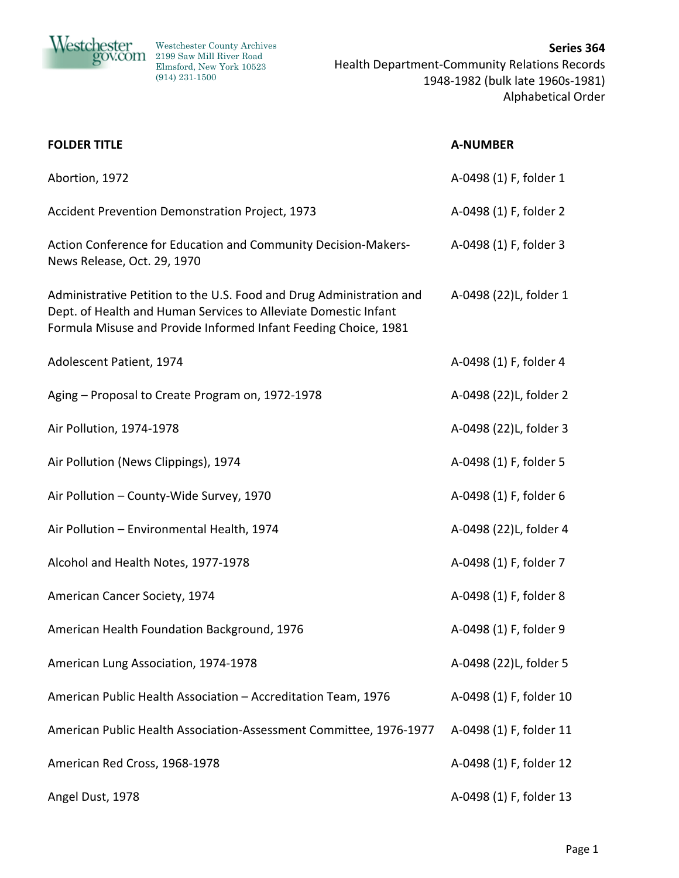Westchester County Archives
2199 Saw Mill River Road
Elmsford, New York 10523
(914) 231-1500

**Series 364**
Health Department-Community Relations Records
1948-1982 (bulk late 1960s-1981)
Alphabetical Order

| FOLDER TITLE | A-NUMBER |
|---|---|
| Abortion, 1972 | A-0498 (1) F, folder 1 |
| Accident Prevention Demonstration Project, 1973 | A-0498 (1) F, folder 2 |
| Action Conference for Education and Community Decision-Makers-News Release, Oct. 29, 1970 | A-0498 (1) F, folder 3 |
| Administrative Petition to the U.S. Food and Drug Administration and Dept. of Health and Human Services to Alleviate Domestic Infant Formula Misuse and Provide Informed Infant Feeding Choice, 1981 | A-0498 (22)L, folder 1 |
| Adolescent Patient, 1974 | A-0498 (1) F, folder 4 |
| Aging – Proposal to Create Program on, 1972-1978 | A-0498 (22)L, folder 2 |
| Air Pollution, 1974-1978 | A-0498 (22)L, folder 3 |
| Air Pollution (News Clippings), 1974 | A-0498 (1) F, folder 5 |
| Air Pollution – County-Wide Survey, 1970 | A-0498 (1) F, folder 6 |
| Air Pollution – Environmental Health, 1974 | A-0498 (22)L, folder 4 |
| Alcohol and Health Notes, 1977-1978 | A-0498 (1) F, folder 7 |
| American Cancer Society, 1974 | A-0498 (1) F, folder 8 |
| American Health Foundation Background, 1976 | A-0498 (1) F, folder 9 |
| American Lung Association, 1974-1978 | A-0498 (22)L, folder 5 |
| American Public Health Association – Accreditation Team, 1976 | A-0498 (1) F, folder 10 |
| American Public Health Association-Assessment Committee, 1976-1977 | A-0498 (1) F, folder 11 |
| American Red Cross, 1968-1978 | A-0498 (1) F, folder 12 |
| Angel Dust, 1978 | A-0498 (1) F, folder 13 |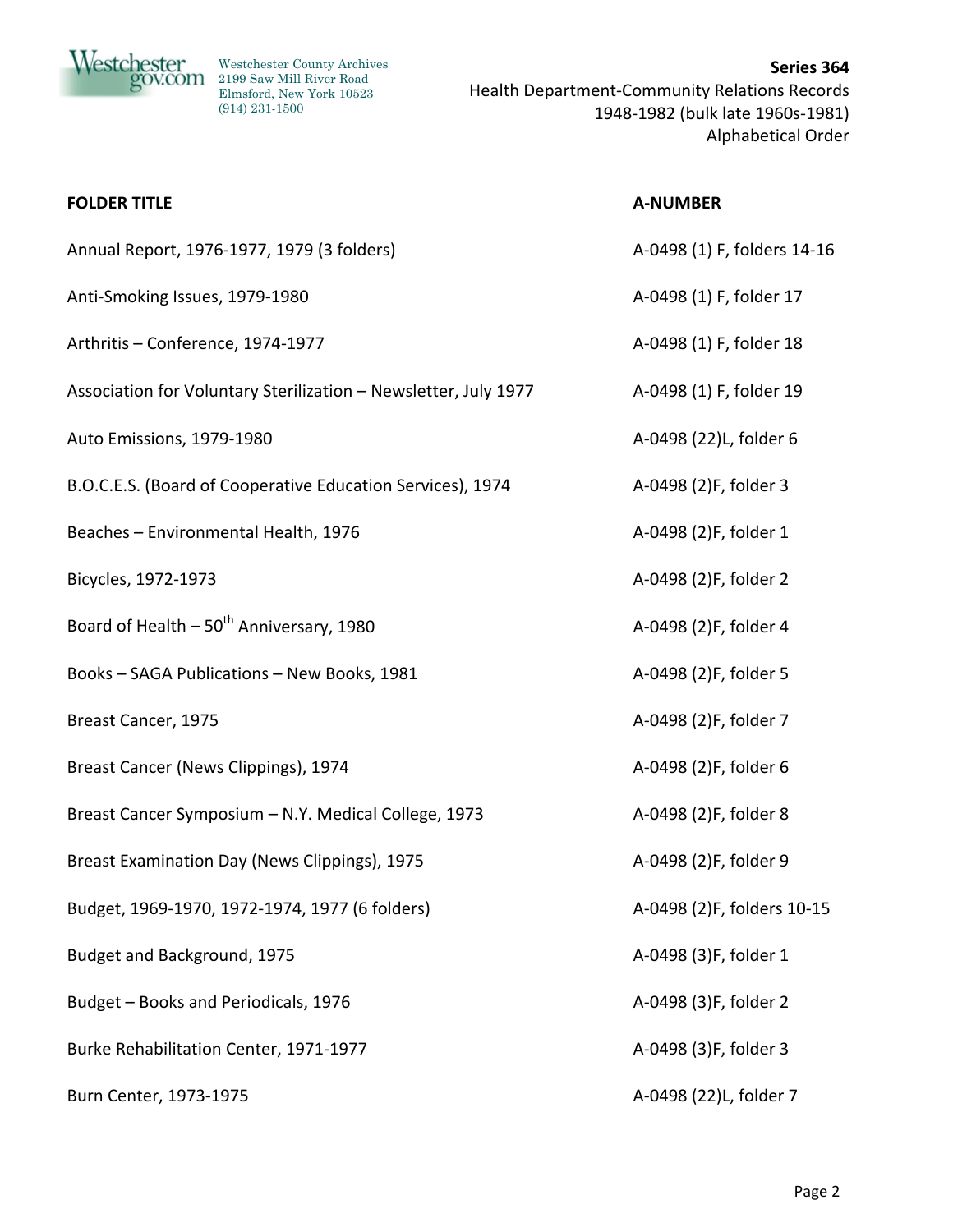| FOLDER TITLE | A-NUMBER |
|---|---|
| Annual Report, 1976-1977, 1979 (3 folders) | A-0498 (1) F, folders 14-16 |
| Anti-Smoking Issues, 1979-1980 | A-0498 (1) F, folder 17 |
| Arthritis – Conference, 1974-1977 | A-0498 (1) F, folder 18 |
| Association for Voluntary Sterilization – Newsletter, July 1977 | A-0498 (1) F, folder 19 |
| Auto Emissions, 1979-1980 | A-0498 (22)L, folder 6 |
| B.O.C.E.S. (Board of Cooperative Education Services), 1974 | A-0498 (2)F, folder 3 |
| Beaches – Environmental Health, 1976 | A-0498 (2)F, folder 1 |
| Bicycles, 1972-1973 | A-0498 (2)F, folder 2 |
| Board of Health – 50th Anniversary, 1980 | A-0498 (2)F, folder 4 |
| Books – SAGA Publications – New Books, 1981 | A-0498 (2)F, folder 5 |
| Breast Cancer, 1975 | A-0498 (2)F, folder 7 |
| Breast Cancer (News Clippings), 1974 | A-0498 (2)F, folder 6 |
| Breast Cancer Symposium – N.Y. Medical College, 1973 | A-0498 (2)F, folder 8 |
| Breast Examination Day (News Clippings), 1975 | A-0498 (2)F, folder 9 |
| Budget, 1969-1970, 1972-1974, 1977 (6 folders) | A-0498 (2)F, folders 10-15 |
| Budget and Background, 1975 | A-0498 (3)F, folder 1 |
| Budget – Books and Periodicals, 1976 | A-0498 (3)F, folder 2 |
| Burke Rehabilitation Center, 1971-1977 | A-0498 (3)F, folder 3 |
| Burn Center, 1973-1975 | A-0498 (22)L, folder 7 |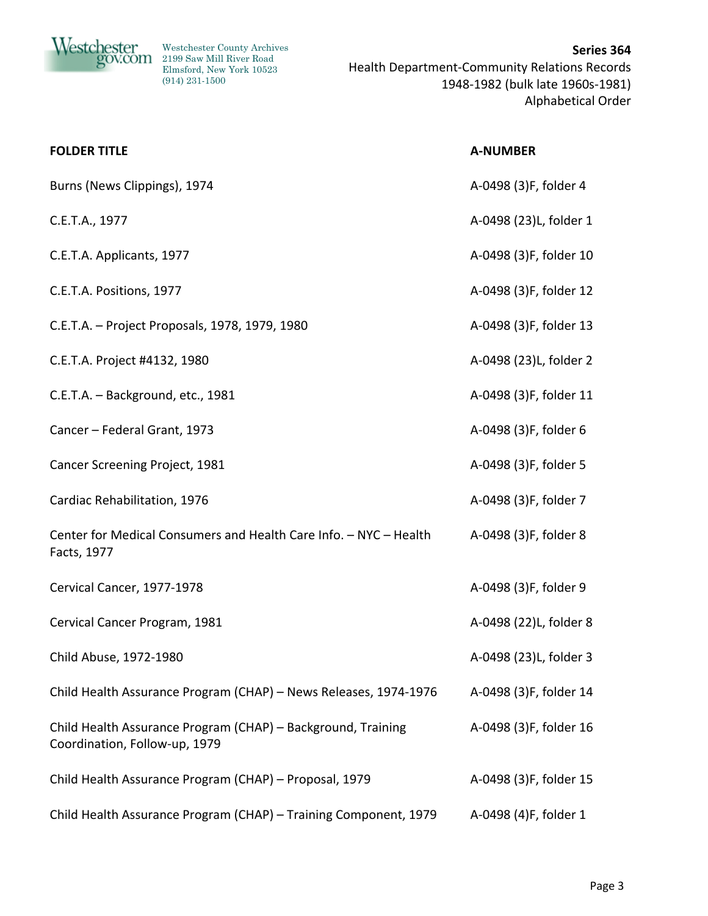| FOLDER TITLE | A-NUMBER |
|---|---|
| Burns (News Clippings), 1974 | A-0498 (3)F, folder 4 |
| C.E.T.A., 1977 | A-0498 (23)L, folder 1 |
| C.E.T.A. Applicants, 1977 | A-0498 (3)F, folder 10 |
| C.E.T.A. Positions, 1977 | A-0498 (3)F, folder 12 |
| C.E.T.A. – Project Proposals, 1978, 1979, 1980 | A-0498 (3)F, folder 13 |
| C.E.T.A. Project #4132, 1980 | A-0498 (23)L, folder 2 |
| C.E.T.A. – Background, etc., 1981 | A-0498 (3)F, folder 11 |
| Cancer – Federal Grant, 1973 | A-0498 (3)F, folder 6 |
| Cancer Screening Project, 1981 | A-0498 (3)F, folder 5 |
| Cardiac Rehabilitation, 1976 | A-0498 (3)F, folder 7 |
| Center for Medical Consumers and Health Care Info. – NYC – Health Facts, 1977 | A-0498 (3)F, folder 8 |
| Cervical Cancer, 1977-1978 | A-0498 (3)F, folder 9 |
| Cervical Cancer Program, 1981 | A-0498 (22)L, folder 8 |
| Child Abuse, 1972-1980 | A-0498 (23)L, folder 3 |
| Child Health Assurance Program (CHAP) – News Releases, 1974-1976 | A-0498 (3)F, folder 14 |
| Child Health Assurance Program (CHAP) – Background, Training Coordination, Follow-up, 1979 | A-0498 (3)F, folder 16 |
| Child Health Assurance Program (CHAP) – Proposal, 1979 | A-0498 (3)F, folder 15 |
| Child Health Assurance Program (CHAP) – Training Component, 1979 | A-0498 (4)F, folder 1 |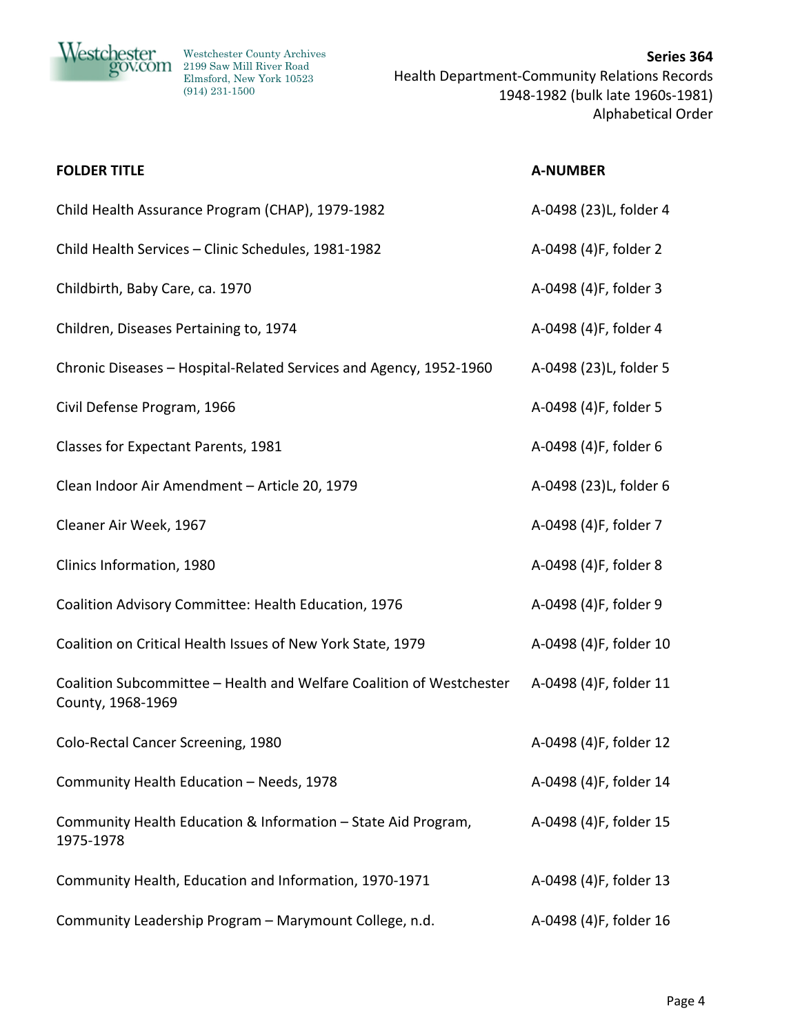| FOLDER TITLE | A-NUMBER |
|---|---|
| Child Health Assurance Program (CHAP), 1979-1982 | A-0498 (23)L, folder 4 |
| Child Health Services – Clinic Schedules, 1981-1982 | A-0498 (4)F, folder 2 |
| Childbirth, Baby Care, ca. 1970 | A-0498 (4)F, folder 3 |
| Children, Diseases Pertaining to, 1974 | A-0498 (4)F, folder 4 |
| Chronic Diseases – Hospital-Related Services and Agency, 1952-1960 | A-0498 (23)L, folder 5 |
| Civil Defense Program, 1966 | A-0498 (4)F, folder 5 |
| Classes for Expectant Parents, 1981 | A-0498 (4)F, folder 6 |
| Clean Indoor Air Amendment – Article 20, 1979 | A-0498 (23)L, folder 6 |
| Cleaner Air Week, 1967 | A-0498 (4)F, folder 7 |
| Clinics Information, 1980 | A-0498 (4)F, folder 8 |
| Coalition Advisory Committee: Health Education, 1976 | A-0498 (4)F, folder 9 |
| Coalition on Critical Health Issues of New York State, 1979 | A-0498 (4)F, folder 10 |
| Coalition Subcommittee – Health and Welfare Coalition of Westchester County, 1968-1969 | A-0498 (4)F, folder 11 |
| Colo-Rectal Cancer Screening, 1980 | A-0498 (4)F, folder 12 |
| Community Health Education – Needs, 1978 | A-0498 (4)F, folder 14 |
| Community Health Education & Information – State Aid Program, 1975-1978 | A-0498 (4)F, folder 15 |
| Community Health, Education and Information, 1970-1971 | A-0498 (4)F, folder 13 |
| Community Leadership Program – Marymount College, n.d. | A-0498 (4)F, folder 16 |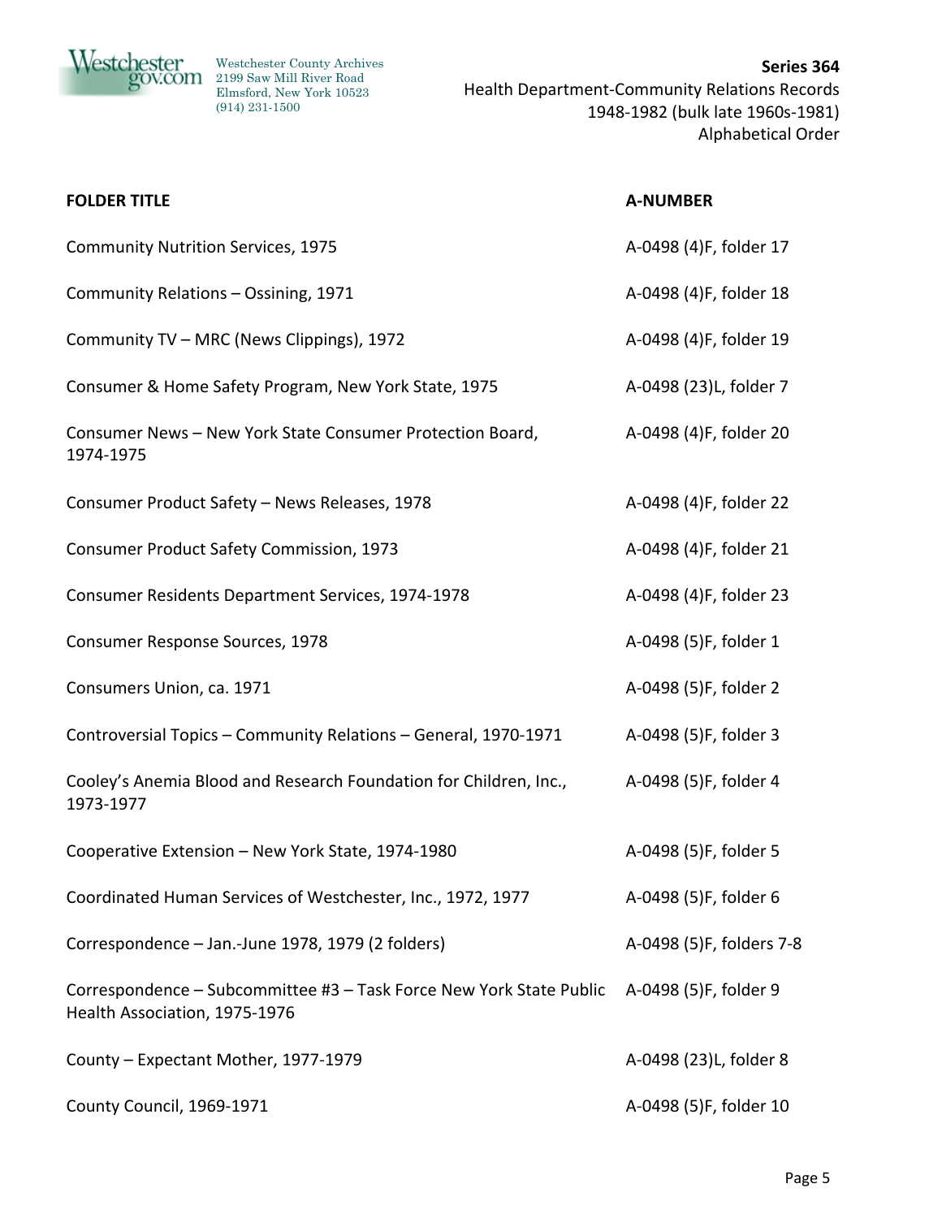| FOLDER TITLE | A-NUMBER |
| --- | --- |
| Community Nutrition Services, 1975 | A-0498 (4)F, folder 17 |
| Community Relations – Ossining, 1971 | A-0498 (4)F, folder 18 |
| Community TV – MRC (News Clippings), 1972 | A-0498 (4)F, folder 19 |
| Consumer & Home Safety Program, New York State, 1975 | A-0498 (23)L, folder 7 |
| Consumer News – New York State Consumer Protection Board, 1974-1975 | A-0498 (4)F, folder 20 |
| Consumer Product Safety – News Releases, 1978 | A-0498 (4)F, folder 22 |
| Consumer Product Safety Commission, 1973 | A-0498 (4)F, folder 21 |
| Consumer Residents Department Services, 1974-1978 | A-0498 (4)F, folder 23 |
| Consumer Response Sources, 1978 | A-0498 (5)F, folder 1 |
| Consumers Union, ca. 1971 | A-0498 (5)F, folder 2 |
| Controversial Topics – Community Relations – General, 1970-1971 | A-0498 (5)F, folder 3 |
| Cooley's Anemia Blood and Research Foundation for Children, Inc., 1973-1977 | A-0498 (5)F, folder 4 |
| Cooperative Extension – New York State, 1974-1980 | A-0498 (5)F, folder 5 |
| Coordinated Human Services of Westchester, Inc., 1972, 1977 | A-0498 (5)F, folder 6 |
| Correspondence – Jan.-June 1978, 1979 (2 folders) | A-0498 (5)F, folders 7-8 |
| Correspondence – Subcommittee #3 – Task Force New York State Public Health Association, 1975-1976 | A-0498 (5)F, folder 9 |
| County – Expectant Mother, 1977-1979 | A-0498 (23)L, folder 8 |
| County Council, 1969-1971 | A-0498 (5)F, folder 10 |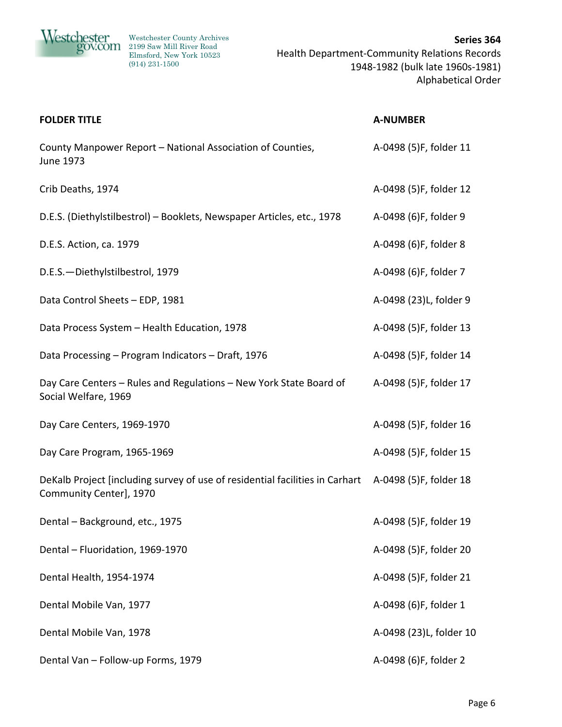| FOLDER TITLE | A-NUMBER |
|---|---|
| County Manpower Report – National Association of Counties, June 1973 | A-0498 (5)F, folder 11 |
| Crib Deaths, 1974 | A-0498 (5)F, folder 12 |
| D.E.S. (Diethylstilbestrol) – Booklets, Newspaper Articles, etc., 1978 | A-0498 (6)F, folder 9 |
| D.E.S. Action, ca. 1979 | A-0498 (6)F, folder 8 |
| D.E.S.—Diethylstilbestrol, 1979 | A-0498 (6)F, folder 7 |
| Data Control Sheets – EDP, 1981 | A-0498 (23)L, folder 9 |
| Data Process System – Health Education, 1978 | A-0498 (5)F, folder 13 |
| Data Processing – Program Indicators – Draft, 1976 | A-0498 (5)F, folder 14 |
| Day Care Centers – Rules and Regulations – New York State Board of Social Welfare, 1969 | A-0498 (5)F, folder 17 |
| Day Care Centers, 1969-1970 | A-0498 (5)F, folder 16 |
| Day Care Program, 1965-1969 | A-0498 (5)F, folder 15 |
| DeKalb Project [including survey of use of residential facilities in Carhart Community Center], 1970 | A-0498 (5)F, folder 18 |
| Dental – Background, etc., 1975 | A-0498 (5)F, folder 19 |
| Dental – Fluoridation, 1969-1970 | A-0498 (5)F, folder 20 |
| Dental Health, 1954-1974 | A-0498 (5)F, folder 21 |
| Dental Mobile Van, 1977 | A-0498 (6)F, folder 1 |
| Dental Mobile Van, 1978 | A-0498 (23)L, folder 10 |
| Dental Van – Follow-up Forms, 1979 | A-0498 (6)F, folder 2 |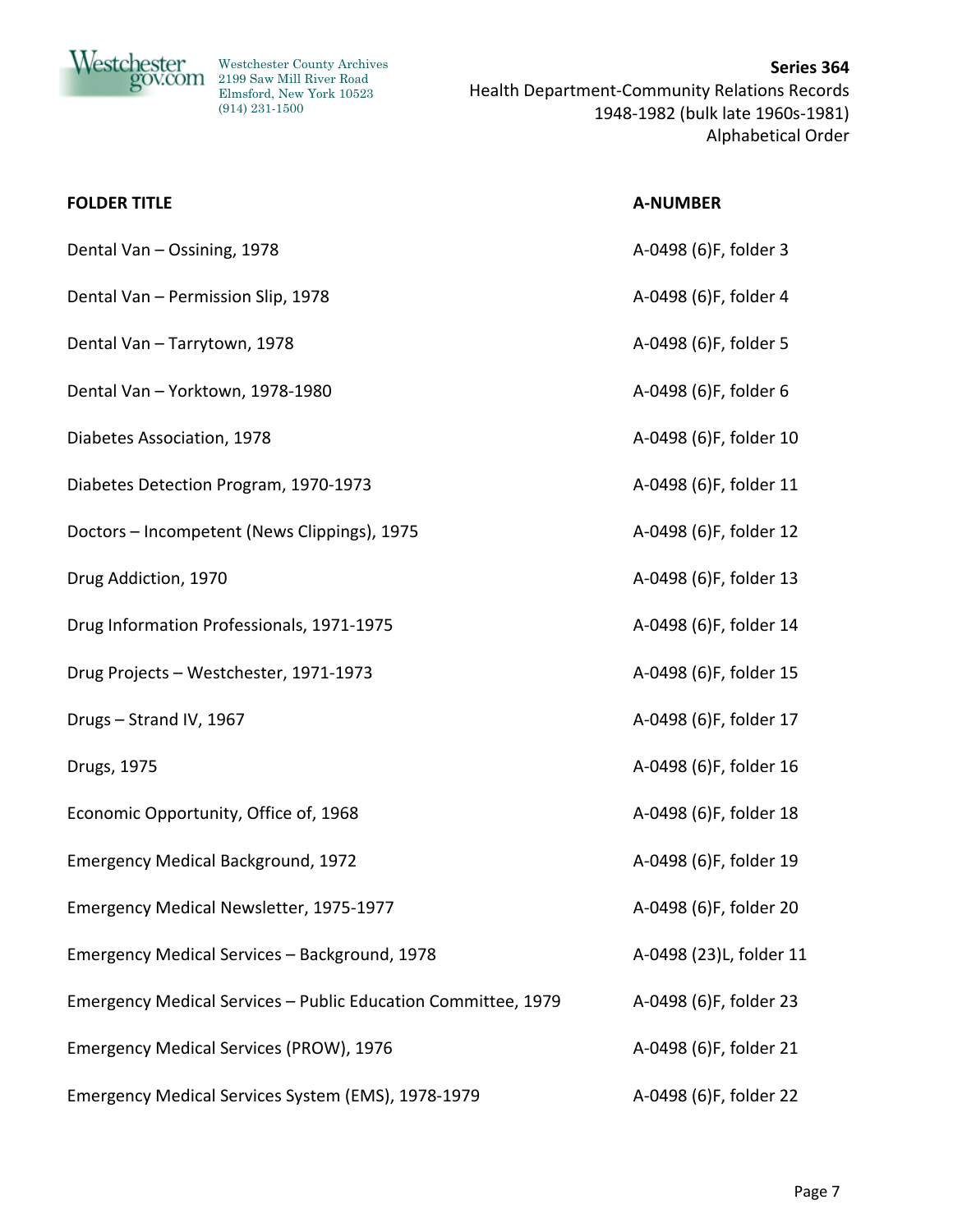| FOLDER TITLE | A-NUMBER |
| --- | --- |
| Dental Van – Ossining, 1978 | A-0498 (6)F, folder 3 |
| Dental Van – Permission Slip, 1978 | A-0498 (6)F, folder 4 |
| Dental Van – Tarrytown, 1978 | A-0498 (6)F, folder 5 |
| Dental Van – Yorktown, 1978-1980 | A-0498 (6)F, folder 6 |
| Diabetes Association, 1978 | A-0498 (6)F, folder 10 |
| Diabetes Detection Program, 1970-1973 | A-0498 (6)F, folder 11 |
| Doctors – Incompetent (News Clippings), 1975 | A-0498 (6)F, folder 12 |
| Drug Addiction, 1970 | A-0498 (6)F, folder 13 |
| Drug Information Professionals, 1971-1975 | A-0498 (6)F, folder 14 |
| Drug Projects – Westchester, 1971-1973 | A-0498 (6)F, folder 15 |
| Drugs – Strand IV, 1967 | A-0498 (6)F, folder 17 |
| Drugs, 1975 | A-0498 (6)F, folder 16 |
| Economic Opportunity, Office of, 1968 | A-0498 (6)F, folder 18 |
| Emergency Medical Background, 1972 | A-0498 (6)F, folder 19 |
| Emergency Medical Newsletter, 1975-1977 | A-0498 (6)F, folder 20 |
| Emergency Medical Services – Background, 1978 | A-0498 (23)L, folder 11 |
| Emergency Medical Services – Public Education Committee, 1979 | A-0498 (6)F, folder 23 |
| Emergency Medical Services (PROW), 1976 | A-0498 (6)F, folder 21 |
| Emergency Medical Services System (EMS), 1978-1979 | A-0498 (6)F, folder 22 |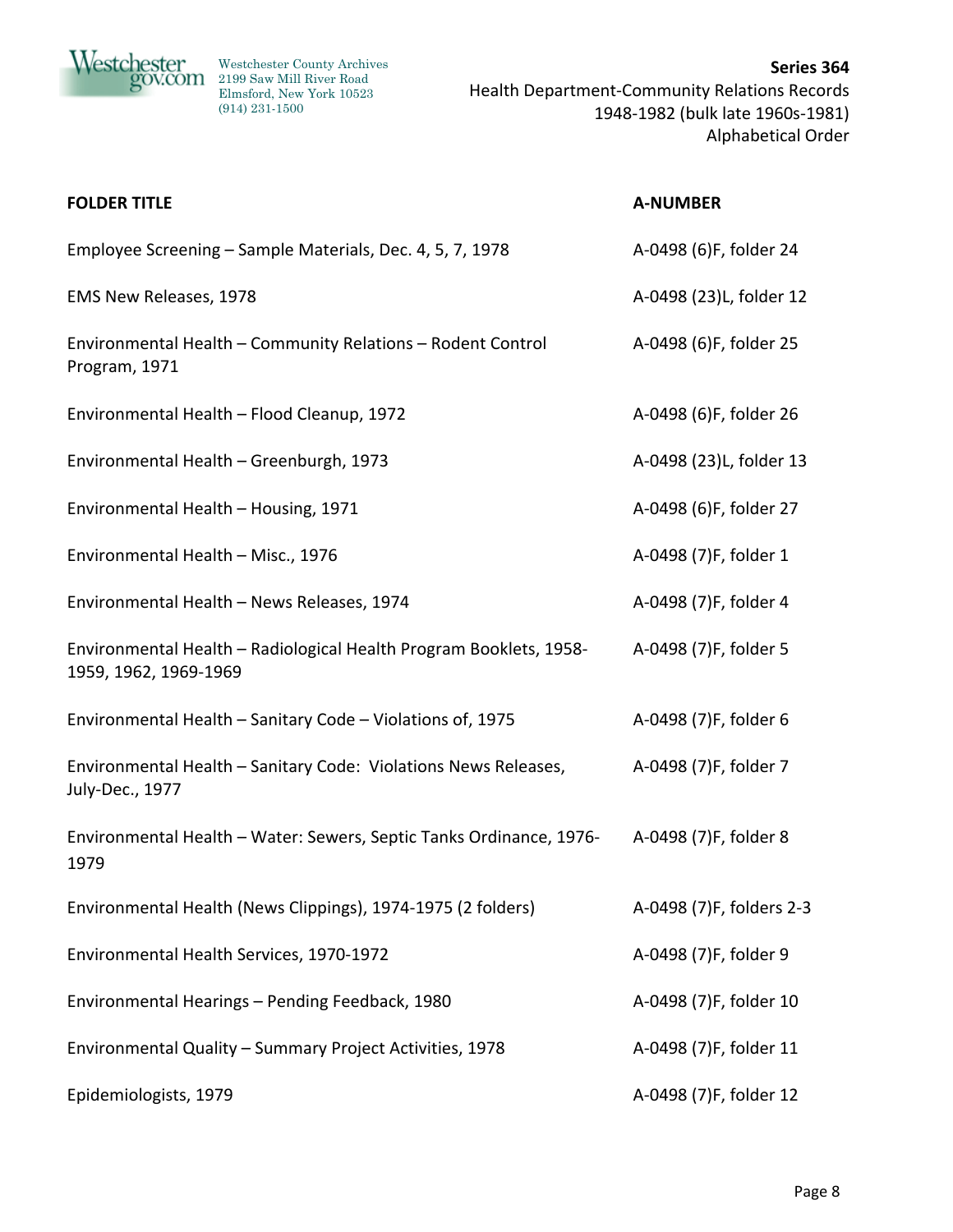| FOLDER TITLE | A-NUMBER |
|---|---|
| Employee Screening – Sample Materials, Dec. 4, 5, 7, 1978 | A-0498 (6)F, folder 24 |
| EMS New Releases, 1978 | A-0498 (23)L, folder 12 |
| Environmental Health – Community Relations – Rodent Control Program, 1971 | A-0498 (6)F, folder 25 |
| Environmental Health – Flood Cleanup, 1972 | A-0498 (6)F, folder 26 |
| Environmental Health – Greenburgh, 1973 | A-0498 (23)L, folder 13 |
| Environmental Health – Housing, 1971 | A-0498 (6)F, folder 27 |
| Environmental Health – Misc., 1976 | A-0498 (7)F, folder 1 |
| Environmental Health – News Releases, 1974 | A-0498 (7)F, folder 4 |
| Environmental Health – Radiological Health Program Booklets, 1958-1959, 1962, 1969-1969 | A-0498 (7)F, folder 5 |
| Environmental Health – Sanitary Code – Violations of, 1975 | A-0498 (7)F, folder 6 |
| Environmental Health – Sanitary Code: Violations News Releases, July-Dec., 1977 | A-0498 (7)F, folder 7 |
| Environmental Health – Water: Sewers, Septic Tanks Ordinance, 1976-1979 | A-0498 (7)F, folder 8 |
| Environmental Health (News Clippings), 1974-1975 (2 folders) | A-0498 (7)F, folders 2-3 |
| Environmental Health Services, 1970-1972 | A-0498 (7)F, folder 9 |
| Environmental Hearings – Pending Feedback, 1980 | A-0498 (7)F, folder 10 |
| Environmental Quality – Summary Project Activities, 1978 | A-0498 (7)F, folder 11 |
| Epidemiologists, 1979 | A-0498 (7)F, folder 12 |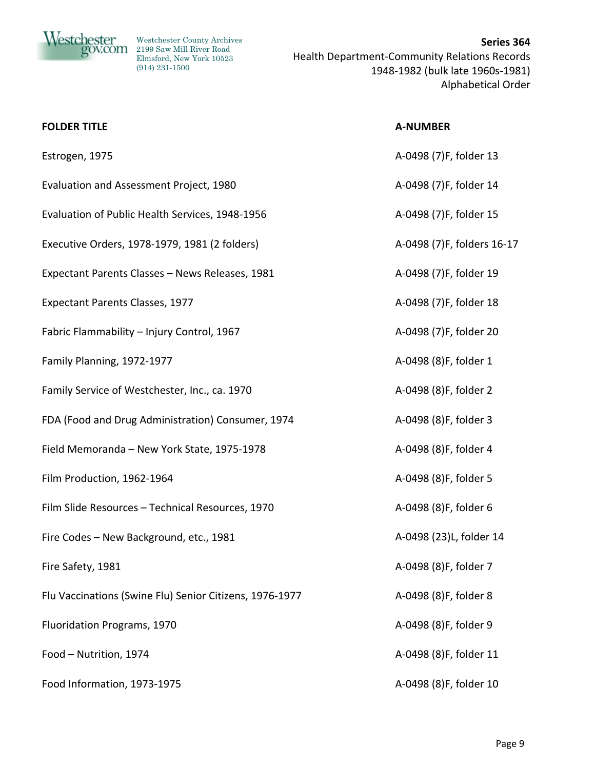| FOLDER TITLE | A-NUMBER |
| --- | --- |
| Estrogen, 1975 | A-0498 (7)F, folder 13 |
| Evaluation and Assessment Project, 1980 | A-0498 (7)F, folder 14 |
| Evaluation of Public Health Services, 1948-1956 | A-0498 (7)F, folder 15 |
| Executive Orders, 1978-1979, 1981 (2 folders) | A-0498 (7)F, folders 16-17 |
| Expectant Parents Classes – News Releases, 1981 | A-0498 (7)F, folder 19 |
| Expectant Parents Classes, 1977 | A-0498 (7)F, folder 18 |
| Fabric Flammability – Injury Control, 1967 | A-0498 (7)F, folder 20 |
| Family Planning, 1972-1977 | A-0498 (8)F, folder 1 |
| Family Service of Westchester, Inc., ca. 1970 | A-0498 (8)F, folder 2 |
| FDA (Food and Drug Administration) Consumer, 1974 | A-0498 (8)F, folder 3 |
| Field Memoranda – New York State, 1975-1978 | A-0498 (8)F, folder 4 |
| Film Production, 1962-1964 | A-0498 (8)F, folder 5 |
| Film Slide Resources – Technical Resources, 1970 | A-0498 (8)F, folder 6 |
| Fire Codes – New Background, etc., 1981 | A-0498 (23)L, folder 14 |
| Fire Safety, 1981 | A-0498 (8)F, folder 7 |
| Flu Vaccinations (Swine Flu) Senior Citizens, 1976-1977 | A-0498 (8)F, folder 8 |
| Fluoridation Programs, 1970 | A-0498 (8)F, folder 9 |
| Food – Nutrition, 1974 | A-0498 (8)F, folder 11 |
| Food Information, 1973-1975 | A-0498 (8)F, folder 10 |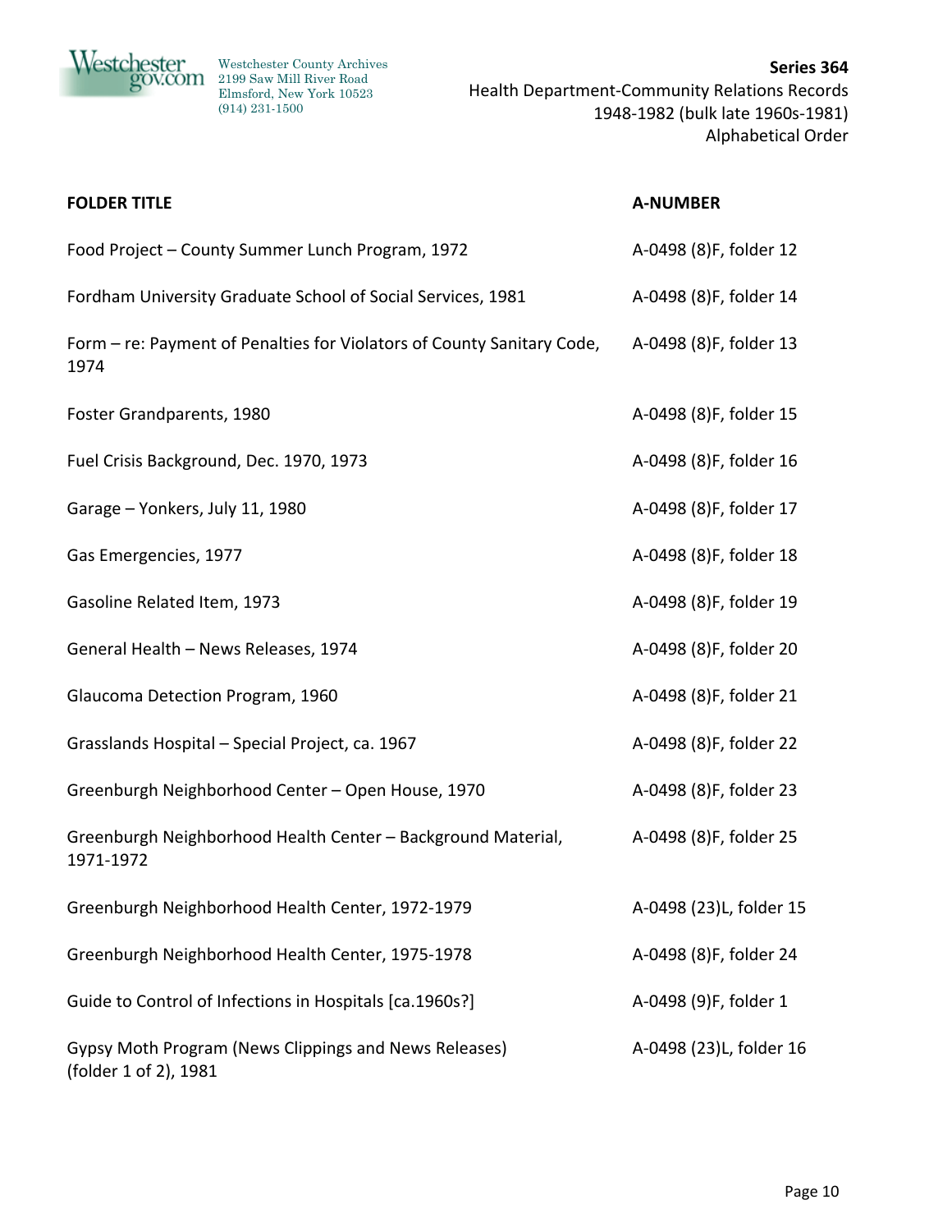| FOLDER TITLE | A-NUMBER |
|---|---|
| Food Project – County Summer Lunch Program, 1972 | A-0498 (8)F, folder 12 |
| Fordham University Graduate School of Social Services, 1981 | A-0498 (8)F, folder 14 |
| Form – re: Payment of Penalties for Violators of County Sanitary Code, 1974 | A-0498 (8)F, folder 13 |
| Foster Grandparents, 1980 | A-0498 (8)F, folder 15 |
| Fuel Crisis Background, Dec. 1970, 1973 | A-0498 (8)F, folder 16 |
| Garage – Yonkers, July 11, 1980 | A-0498 (8)F, folder 17 |
| Gas Emergencies, 1977 | A-0498 (8)F, folder 18 |
| Gasoline Related Item, 1973 | A-0498 (8)F, folder 19 |
| General Health – News Releases, 1974 | A-0498 (8)F, folder 20 |
| Glaucoma Detection Program, 1960 | A-0498 (8)F, folder 21 |
| Grasslands Hospital – Special Project, ca. 1967 | A-0498 (8)F, folder 22 |
| Greenburgh Neighborhood Center – Open House, 1970 | A-0498 (8)F, folder 23 |
| Greenburgh Neighborhood Health Center – Background Material, 1971-1972 | A-0498 (8)F, folder 25 |
| Greenburgh Neighborhood Health Center, 1972-1979 | A-0498 (23)L, folder 15 |
| Greenburgh Neighborhood Health Center, 1975-1978 | A-0498 (8)F, folder 24 |
| Guide to Control of Infections in Hospitals [ca.1960s?] | A-0498 (9)F, folder 1 |
| Gypsy Moth Program (News Clippings and News Releases) (folder 1 of 2), 1981 | A-0498 (23)L, folder 16 |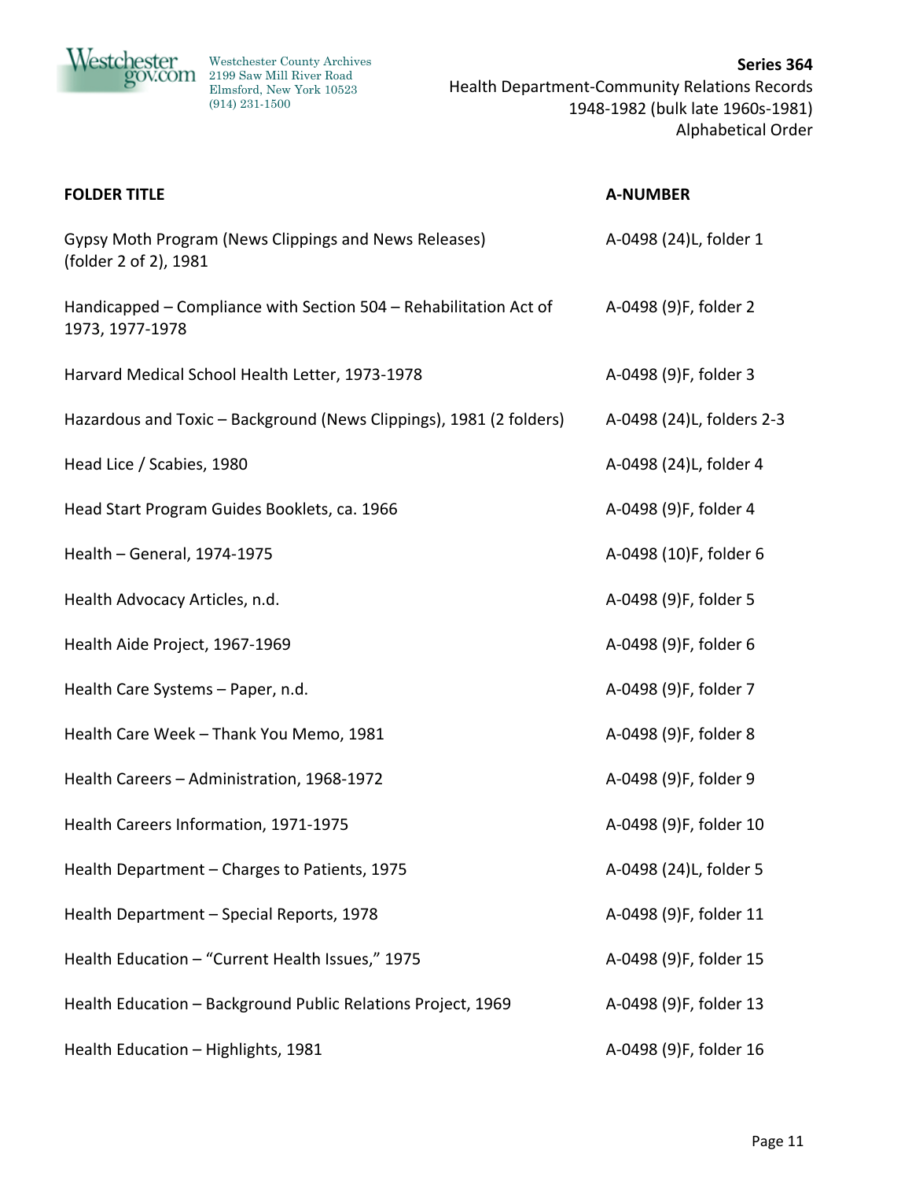| FOLDER TITLE | A-NUMBER |
| --- | --- |
| Gypsy Moth Program (News Clippings and News Releases) (folder 2 of 2), 1981 | A-0498 (24)L, folder 1 |
| Handicapped – Compliance with Section 504 – Rehabilitation Act of 1973, 1977-1978 | A-0498 (9)F, folder 2 |
| Harvard Medical School Health Letter, 1973-1978 | A-0498 (9)F, folder 3 |
| Hazardous and Toxic – Background (News Clippings), 1981 (2 folders) | A-0498 (24)L, folders 2-3 |
| Head Lice / Scabies, 1980 | A-0498 (24)L, folder 4 |
| Head Start Program Guides Booklets, ca. 1966 | A-0498 (9)F, folder 4 |
| Health – General, 1974-1975 | A-0498 (10)F, folder 6 |
| Health Advocacy Articles, n.d. | A-0498 (9)F, folder 5 |
| Health Aide Project, 1967-1969 | A-0498 (9)F, folder 6 |
| Health Care Systems – Paper, n.d. | A-0498 (9)F, folder 7 |
| Health Care Week – Thank You Memo, 1981 | A-0498 (9)F, folder 8 |
| Health Careers – Administration, 1968-1972 | A-0498 (9)F, folder 9 |
| Health Careers Information, 1971-1975 | A-0498 (9)F, folder 10 |
| Health Department – Charges to Patients, 1975 | A-0498 (24)L, folder 5 |
| Health Department – Special Reports, 1978 | A-0498 (9)F, folder 11 |
| Health Education – "Current Health Issues," 1975 | A-0498 (9)F, folder 15 |
| Health Education – Background Public Relations Project, 1969 | A-0498 (9)F, folder 13 |
| Health Education – Highlights, 1981 | A-0498 (9)F, folder 16 |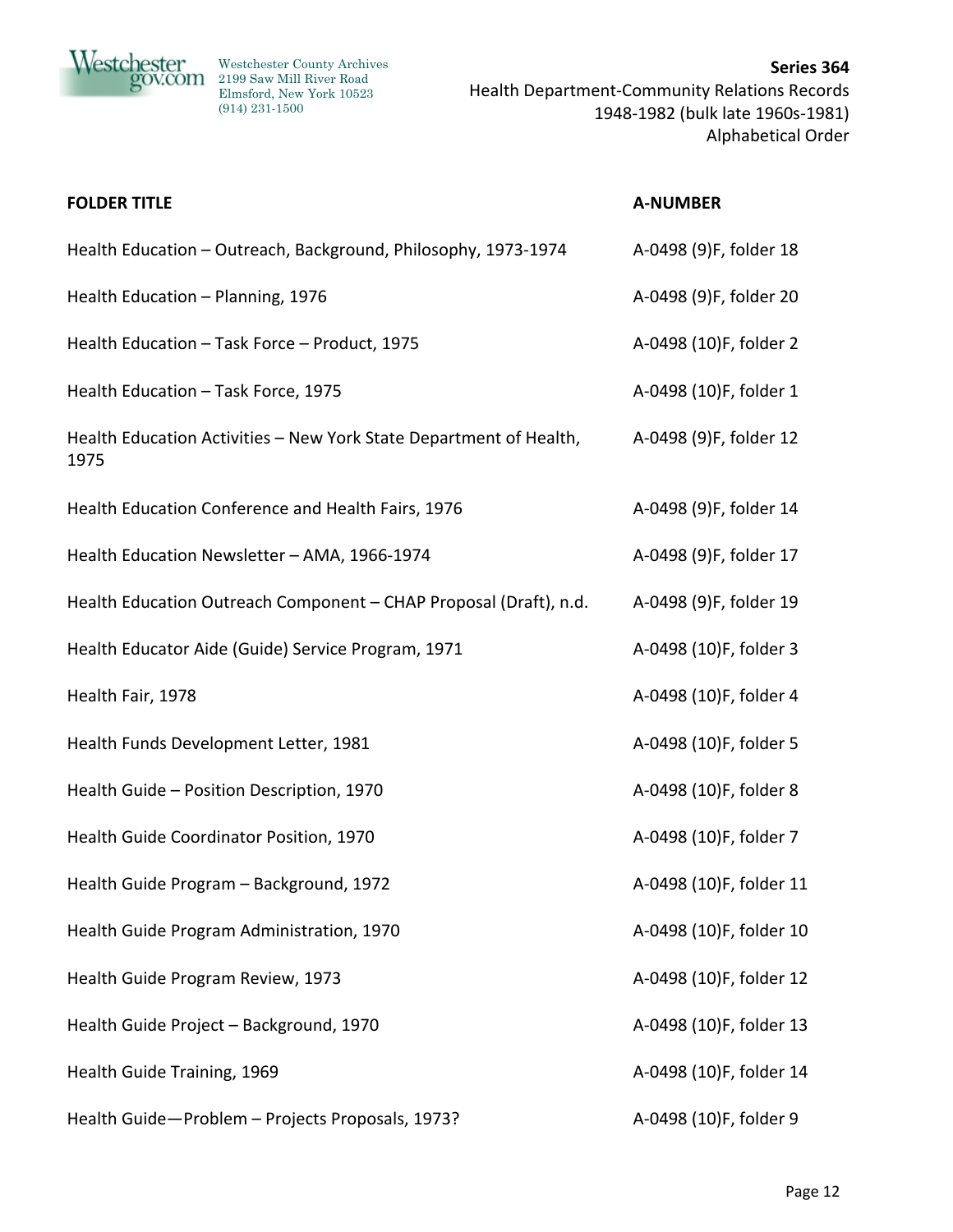Westchester County Archives
2199 Saw Mill River Road
Elmsford, New York 10523
(914) 231-1500

**Series 364**
Health Department-Community Relations Records
1948-1982 (bulk late 1960s-1981)
Alphabetical Order

| FOLDER TITLE | A-NUMBER |
|---|---|
| Health Education – Outreach, Background, Philosophy, 1973-1974 | A-0498 (9)F, folder 18 |
| Health Education – Planning, 1976 | A-0498 (9)F, folder 20 |
| Health Education – Task Force – Product, 1975 | A-0498 (10)F, folder 2 |
| Health Education – Task Force, 1975 | A-0498 (10)F, folder 1 |
| Health Education Activities – New York State Department of Health, 1975 | A-0498 (9)F, folder 12 |
| Health Education Conference and Health Fairs, 1976 | A-0498 (9)F, folder 14 |
| Health Education Newsletter – AMA, 1966-1974 | A-0498 (9)F, folder 17 |
| Health Education Outreach Component – CHAP Proposal (Draft), n.d. | A-0498 (9)F, folder 19 |
| Health Educator Aide (Guide) Service Program, 1971 | A-0498 (10)F, folder 3 |
| Health Fair, 1978 | A-0498 (10)F, folder 4 |
| Health Funds Development Letter, 1981 | A-0498 (10)F, folder 5 |
| Health Guide – Position Description, 1970 | A-0498 (10)F, folder 8 |
| Health Guide Coordinator Position, 1970 | A-0498 (10)F, folder 7 |
| Health Guide Program – Background, 1972 | A-0498 (10)F, folder 11 |
| Health Guide Program Administration, 1970 | A-0498 (10)F, folder 10 |
| Health Guide Program Review, 1973 | A-0498 (10)F, folder 12 |
| Health Guide Project – Background, 1970 | A-0498 (10)F, folder 13 |
| Health Guide Training, 1969 | A-0498 (10)F, folder 14 |
| Health Guide—Problem – Projects Proposals, 1973? | A-0498 (10)F, folder 9 |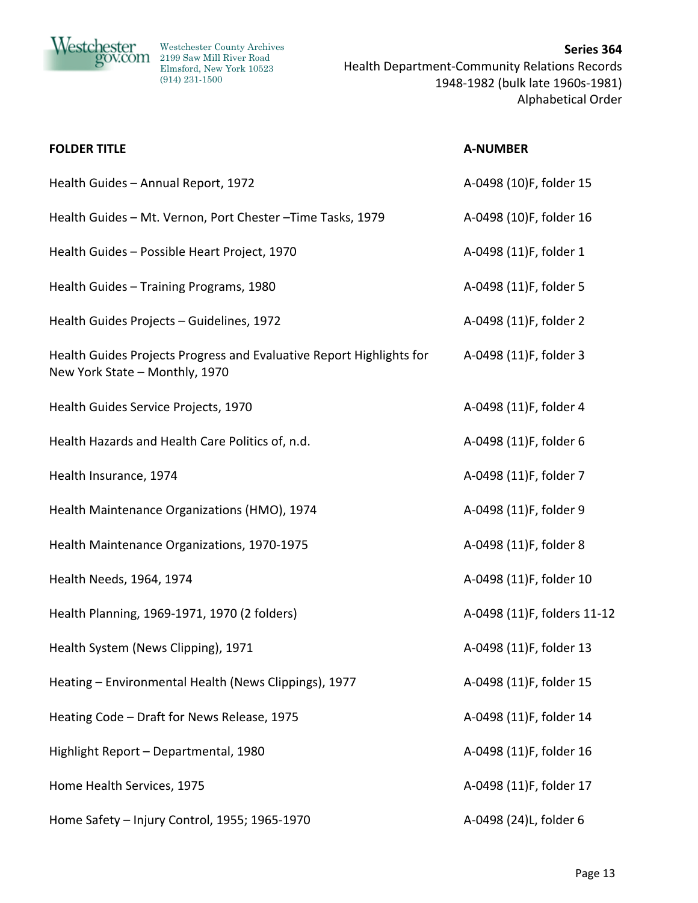Westchester County Archives
2199 Saw Mill River Road
Elmsford, New York 10523
(914) 231-1500

**Series 364**
Health Department-Community Relations Records
1948-1982 (bulk late 1960s-1981)
Alphabetical Order

| FOLDER TITLE | A-NUMBER |
|---|---|
| Health Guides – Annual Report, 1972 | A-0498 (10)F, folder 15 |
| Health Guides – Mt. Vernon, Port Chester –Time Tasks, 1979 | A-0498 (10)F, folder 16 |
| Health Guides – Possible Heart Project, 1970 | A-0498 (11)F, folder 1 |
| Health Guides – Training Programs, 1980 | A-0498 (11)F, folder 5 |
| Health Guides Projects – Guidelines, 1972 | A-0498 (11)F, folder 2 |
| Health Guides Projects Progress and Evaluative Report Highlights for New York State – Monthly, 1970 | A-0498 (11)F, folder 3 |
| Health Guides Service Projects, 1970 | A-0498 (11)F, folder 4 |
| Health Hazards and Health Care Politics of, n.d. | A-0498 (11)F, folder 6 |
| Health Insurance, 1974 | A-0498 (11)F, folder 7 |
| Health Maintenance Organizations (HMO), 1974 | A-0498 (11)F, folder 9 |
| Health Maintenance Organizations, 1970-1975 | A-0498 (11)F, folder 8 |
| Health Needs, 1964, 1974 | A-0498 (11)F, folder 10 |
| Health Planning, 1969-1971, 1970 (2 folders) | A-0498 (11)F, folders 11-12 |
| Health System (News Clipping), 1971 | A-0498 (11)F, folder 13 |
| Heating – Environmental Health (News Clippings), 1977 | A-0498 (11)F, folder 15 |
| Heating Code – Draft for News Release, 1975 | A-0498 (11)F, folder 14 |
| Highlight Report – Departmental, 1980 | A-0498 (11)F, folder 16 |
| Home Health Services, 1975 | A-0498 (11)F, folder 17 |
| Home Safety – Injury Control, 1955; 1965-1970 | A-0498 (24)L, folder 6 |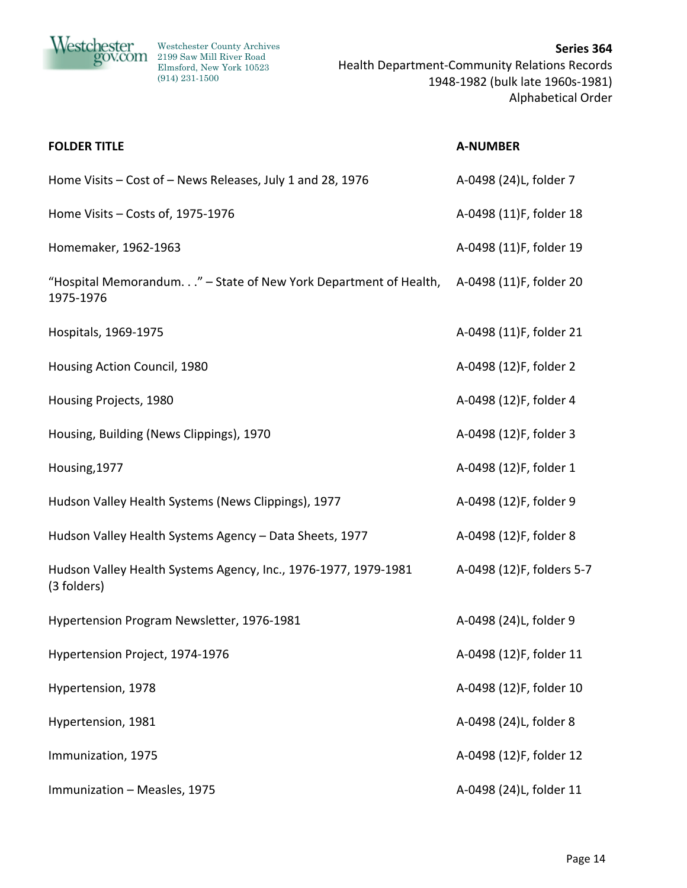| FOLDER TITLE | A-NUMBER |
|---|---|
| Home Visits – Cost of – News Releases, July 1 and 28, 1976 | A-0498 (24)L, folder 7 |
| Home Visits – Costs of, 1975-1976 | A-0498 (11)F, folder 18 |
| Homemaker, 1962-1963 | A-0498 (11)F, folder 19 |
| "Hospital Memorandum. . ." – State of New York Department of Health, 1975-1976 | A-0498 (11)F, folder 20 |
| Hospitals, 1969-1975 | A-0498 (11)F, folder 21 |
| Housing Action Council, 1980 | A-0498 (12)F, folder 2 |
| Housing Projects, 1980 | A-0498 (12)F, folder 4 |
| Housing, Building (News Clippings), 1970 | A-0498 (12)F, folder 3 |
| Housing,1977 | A-0498 (12)F, folder 1 |
| Hudson Valley Health Systems (News Clippings), 1977 | A-0498 (12)F, folder 9 |
| Hudson Valley Health Systems Agency – Data Sheets, 1977 | A-0498 (12)F, folder 8 |
| Hudson Valley Health Systems Agency, Inc., 1976-1977, 1979-1981 (3 folders) | A-0498 (12)F, folders 5-7 |
| Hypertension Program Newsletter, 1976-1981 | A-0498 (24)L, folder 9 |
| Hypertension Project, 1974-1976 | A-0498 (12)F, folder 11 |
| Hypertension, 1978 | A-0498 (12)F, folder 10 |
| Hypertension, 1981 | A-0498 (24)L, folder 8 |
| Immunization, 1975 | A-0498 (12)F, folder 12 |
| Immunization – Measles, 1975 | A-0498 (24)L, folder 11 |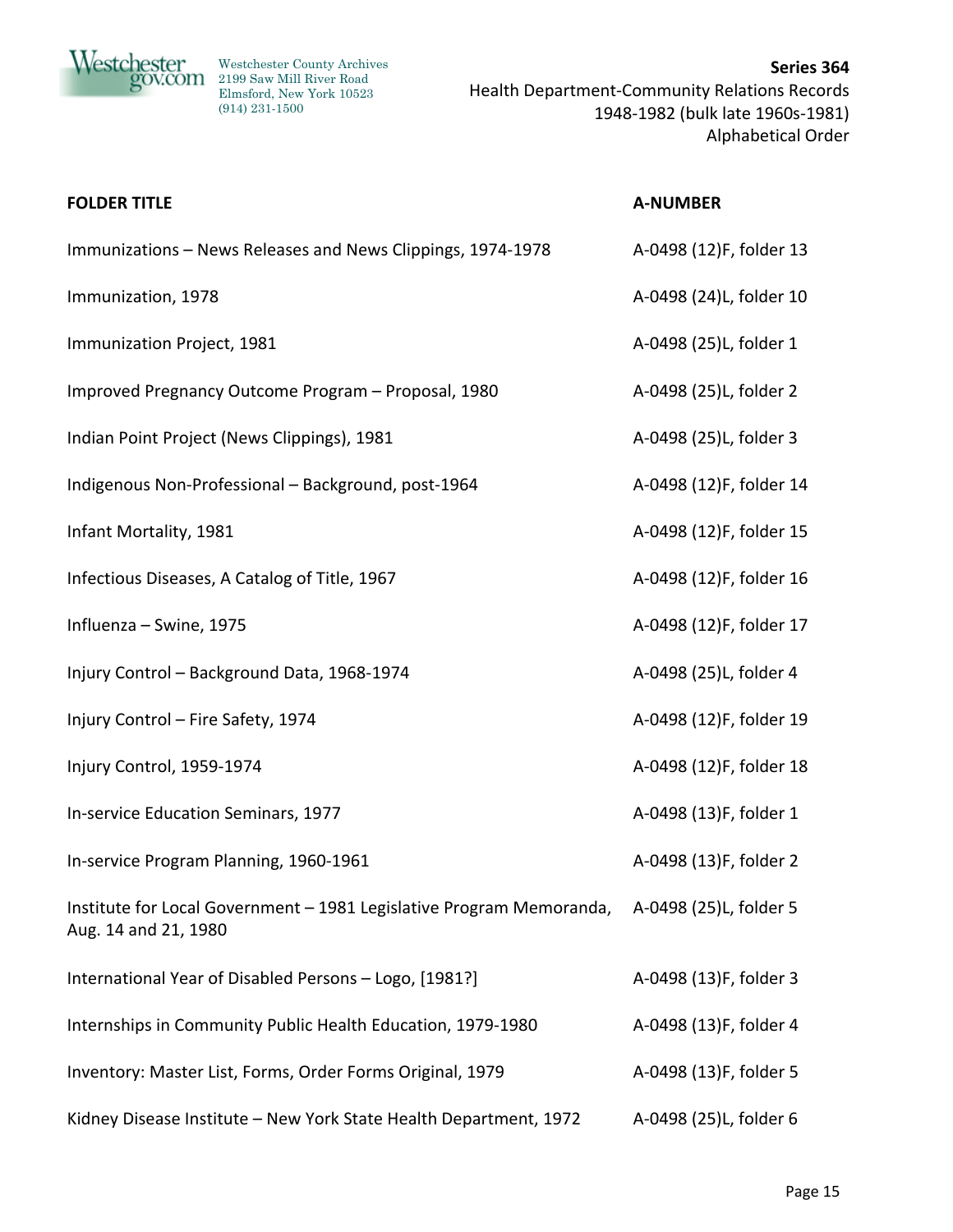Westchester County Archives
2199 Saw Mill River Road
Elmsford, New York 10523
(914) 231-1500

**Series 364**
Health Department-Community Relations Records
1948-1982 (bulk late 1960s-1981)
Alphabetical Order

| FOLDER TITLE | A-NUMBER |
|---|---|
| Immunizations – News Releases and News Clippings, 1974-1978 | A-0498 (12)F, folder 13 |
| Immunization, 1978 | A-0498 (24)L, folder 10 |
| Immunization Project, 1981 | A-0498 (25)L, folder 1 |
| Improved Pregnancy Outcome Program – Proposal, 1980 | A-0498 (25)L, folder 2 |
| Indian Point Project (News Clippings), 1981 | A-0498 (25)L, folder 3 |
| Indigenous Non-Professional – Background, post-1964 | A-0498 (12)F, folder 14 |
| Infant Mortality, 1981 | A-0498 (12)F, folder 15 |
| Infectious Diseases, A Catalog of Title, 1967 | A-0498 (12)F, folder 16 |
| Influenza – Swine, 1975 | A-0498 (12)F, folder 17 |
| Injury Control – Background Data, 1968-1974 | A-0498 (25)L, folder 4 |
| Injury Control – Fire Safety, 1974 | A-0498 (12)F, folder 19 |
| Injury Control, 1959-1974 | A-0498 (12)F, folder 18 |
| In-service Education Seminars, 1977 | A-0498 (13)F, folder 1 |
| In-service Program Planning, 1960-1961 | A-0498 (13)F, folder 2 |
| Institute for Local Government – 1981 Legislative Program Memoranda, Aug. 14 and 21, 1980 | A-0498 (25)L, folder 5 |
| International Year of Disabled Persons – Logo, [1981?] | A-0498 (13)F, folder 3 |
| Internships in Community Public Health Education, 1979-1980 | A-0498 (13)F, folder 4 |
| Inventory: Master List, Forms, Order Forms Original, 1979 | A-0498 (13)F, folder 5 |
| Kidney Disease Institute – New York State Health Department, 1972 | A-0498 (25)L, folder 6 |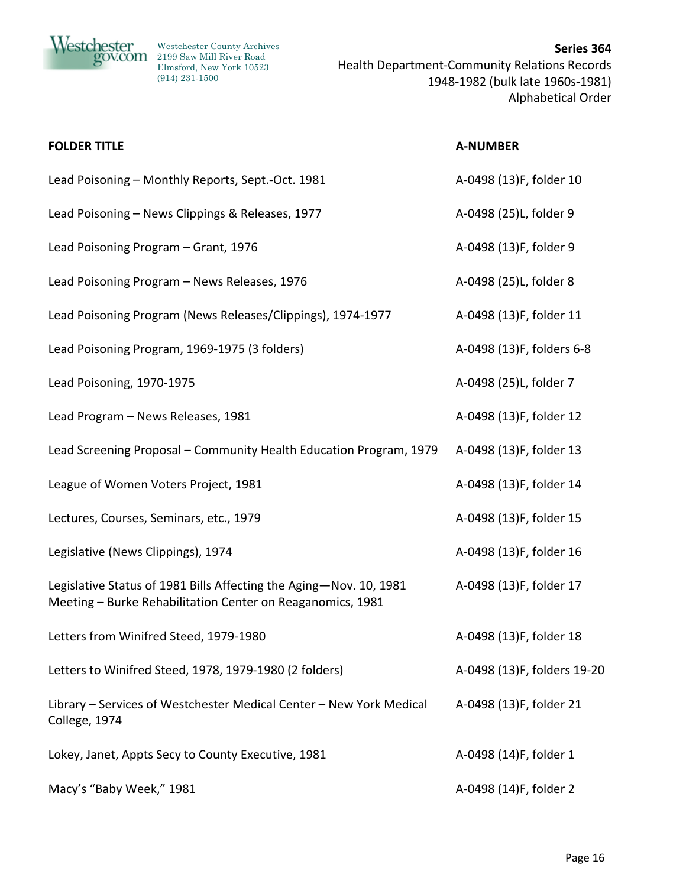| FOLDER TITLE | A-NUMBER |
| --- | --- |
| Lead Poisoning – Monthly Reports, Sept.-Oct. 1981 | A-0498 (13)F, folder 10 |
| Lead Poisoning – News Clippings & Releases, 1977 | A-0498 (25)L, folder 9 |
| Lead Poisoning Program – Grant, 1976 | A-0498 (13)F, folder 9 |
| Lead Poisoning Program – News Releases, 1976 | A-0498 (25)L, folder 8 |
| Lead Poisoning Program (News Releases/Clippings), 1974-1977 | A-0498 (13)F, folder 11 |
| Lead Poisoning Program, 1969-1975 (3 folders) | A-0498 (13)F, folders 6-8 |
| Lead Poisoning, 1970-1975 | A-0498 (25)L, folder 7 |
| Lead Program – News Releases, 1981 | A-0498 (13)F, folder 12 |
| Lead Screening Proposal – Community Health Education Program, 1979 | A-0498 (13)F, folder 13 |
| League of Women Voters Project, 1981 | A-0498 (13)F, folder 14 |
| Lectures, Courses, Seminars, etc., 1979 | A-0498 (13)F, folder 15 |
| Legislative (News Clippings), 1974 | A-0498 (13)F, folder 16 |
| Legislative Status of 1981 Bills Affecting the Aging—Nov. 10, 1981 Meeting – Burke Rehabilitation Center on Reaganomics, 1981 | A-0498 (13)F, folder 17 |
| Letters from Winifred Steed, 1979-1980 | A-0498 (13)F, folder 18 |
| Letters to Winifred Steed, 1978, 1979-1980 (2 folders) | A-0498 (13)F, folders 19-20 |
| Library – Services of Westchester Medical Center – New York Medical College, 1974 | A-0498 (13)F, folder 21 |
| Lokey, Janet, Appts Secy to County Executive, 1981 | A-0498 (14)F, folder 1 |
| Macy's "Baby Week," 1981 | A-0498 (14)F, folder 2 |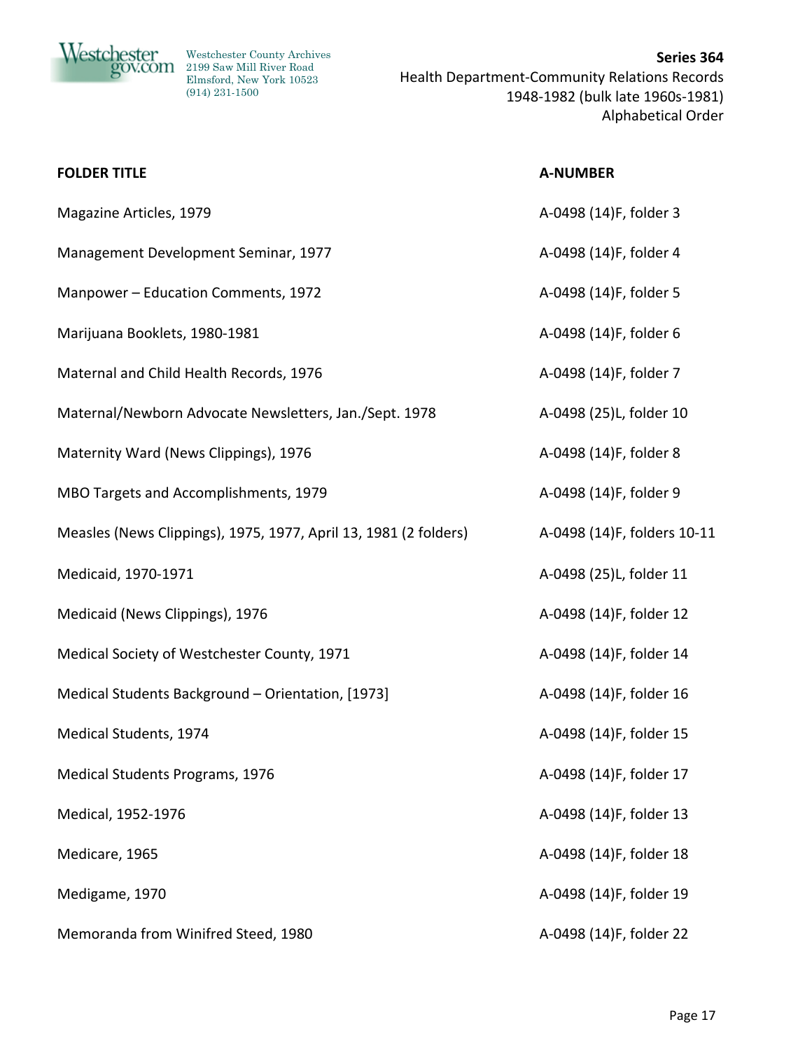| FOLDER TITLE | A-NUMBER |
|---|---|
| Magazine Articles, 1979 | A-0498 (14)F, folder 3 |
| Management Development Seminar, 1977 | A-0498 (14)F, folder 4 |
| Manpower – Education Comments, 1972 | A-0498 (14)F, folder 5 |
| Marijuana Booklets, 1980-1981 | A-0498 (14)F, folder 6 |
| Maternal and Child Health Records, 1976 | A-0498 (14)F, folder 7 |
| Maternal/Newborn Advocate Newsletters, Jan./Sept. 1978 | A-0498 (25)L, folder 10 |
| Maternity Ward (News Clippings), 1976 | A-0498 (14)F, folder 8 |
| MBO Targets and Accomplishments, 1979 | A-0498 (14)F, folder 9 |
| Measles (News Clippings), 1975, 1977, April 13, 1981 (2 folders) | A-0498 (14)F, folders 10-11 |
| Medicaid, 1970-1971 | A-0498 (25)L, folder 11 |
| Medicaid (News Clippings), 1976 | A-0498 (14)F, folder 12 |
| Medical Society of Westchester County, 1971 | A-0498 (14)F, folder 14 |
| Medical Students Background – Orientation, [1973] | A-0498 (14)F, folder 16 |
| Medical Students, 1974 | A-0498 (14)F, folder 15 |
| Medical Students Programs, 1976 | A-0498 (14)F, folder 17 |
| Medical, 1952-1976 | A-0498 (14)F, folder 13 |
| Medicare, 1965 | A-0498 (14)F, folder 18 |
| Medigame, 1970 | A-0498 (14)F, folder 19 |
| Memoranda from Winifred Steed, 1980 | A-0498 (14)F, folder 22 |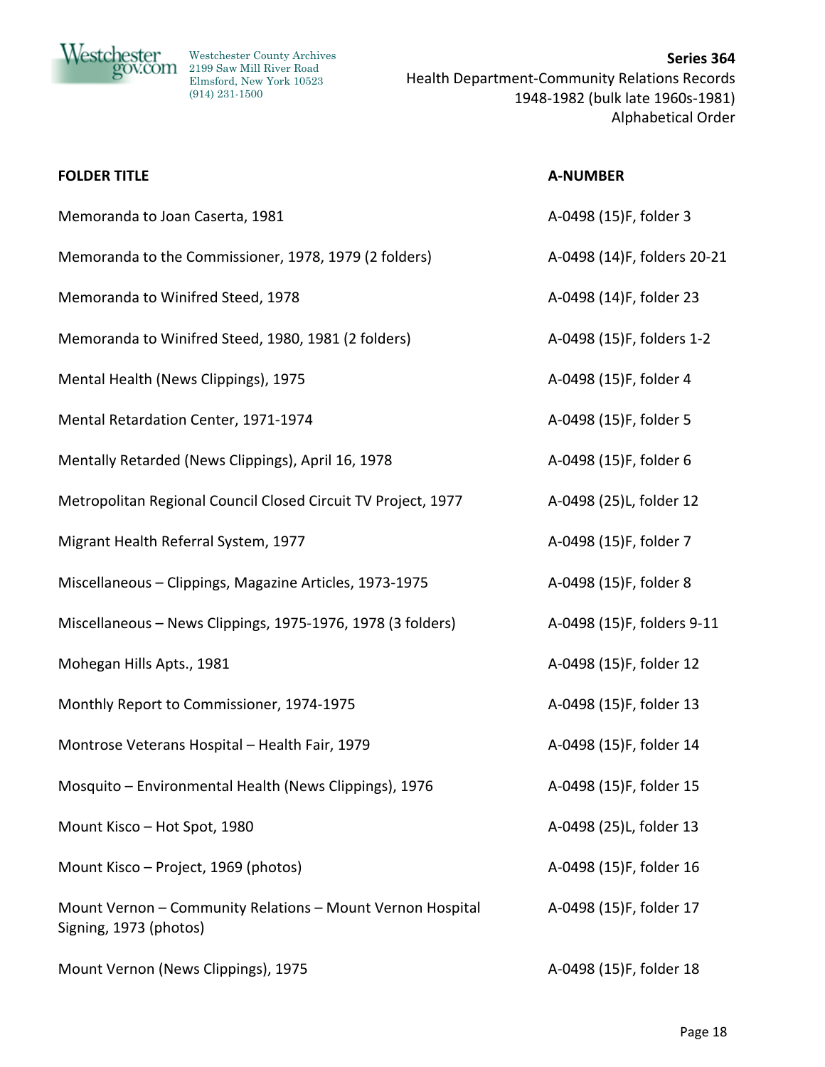| FOLDER TITLE | A-NUMBER |
|---|---|
| Memoranda to Joan Caserta, 1981 | A-0498 (15)F, folder 3 |
| Memoranda to the Commissioner, 1978, 1979 (2 folders) | A-0498 (14)F, folders 20-21 |
| Memoranda to Winifred Steed, 1978 | A-0498 (14)F, folder 23 |
| Memoranda to Winifred Steed, 1980, 1981 (2 folders) | A-0498 (15)F, folders 1-2 |
| Mental Health (News Clippings), 1975 | A-0498 (15)F, folder 4 |
| Mental Retardation Center, 1971-1974 | A-0498 (15)F, folder 5 |
| Mentally Retarded (News Clippings), April 16, 1978 | A-0498 (15)F, folder 6 |
| Metropolitan Regional Council Closed Circuit TV Project, 1977 | A-0498 (25)L, folder 12 |
| Migrant Health Referral System, 1977 | A-0498 (15)F, folder 7 |
| Miscellaneous – Clippings, Magazine Articles, 1973-1975 | A-0498 (15)F, folder 8 |
| Miscellaneous – News Clippings, 1975-1976, 1978 (3 folders) | A-0498 (15)F, folders 9-11 |
| Mohegan Hills Apts., 1981 | A-0498 (15)F, folder 12 |
| Monthly Report to Commissioner, 1974-1975 | A-0498 (15)F, folder 13 |
| Montrose Veterans Hospital – Health Fair, 1979 | A-0498 (15)F, folder 14 |
| Mosquito – Environmental Health (News Clippings), 1976 | A-0498 (15)F, folder 15 |
| Mount Kisco – Hot Spot, 1980 | A-0498 (25)L, folder 13 |
| Mount Kisco – Project, 1969 (photos) | A-0498 (15)F, folder 16 |
| Mount Vernon – Community Relations – Mount Vernon Hospital Signing, 1973 (photos) | A-0498 (15)F, folder 17 |
| Mount Vernon (News Clippings), 1975 | A-0498 (15)F, folder 18 |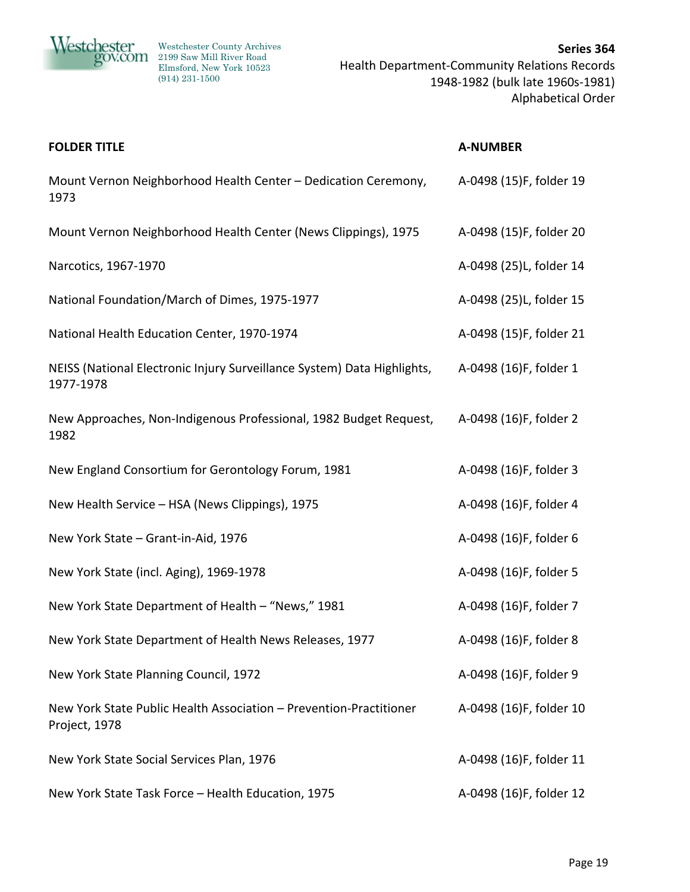| FOLDER TITLE | A-NUMBER |
|---|---|
| Mount Vernon Neighborhood Health Center – Dedication Ceremony, 1973 | A-0498 (15)F, folder 19 |
| Mount Vernon Neighborhood Health Center (News Clippings), 1975 | A-0498 (15)F, folder 20 |
| Narcotics, 1967-1970 | A-0498 (25)L, folder 14 |
| National Foundation/March of Dimes, 1975-1977 | A-0498 (25)L, folder 15 |
| National Health Education Center, 1970-1974 | A-0498 (15)F, folder 21 |
| NEISS (National Electronic Injury Surveillance System) Data Highlights, 1977-1978 | A-0498 (16)F, folder 1 |
| New Approaches, Non-Indigenous Professional, 1982 Budget Request, 1982 | A-0498 (16)F, folder 2 |
| New England Consortium for Gerontology Forum, 1981 | A-0498 (16)F, folder 3 |
| New Health Service – HSA (News Clippings), 1975 | A-0498 (16)F, folder 4 |
| New York State – Grant-in-Aid, 1976 | A-0498 (16)F, folder 6 |
| New York State (incl. Aging), 1969-1978 | A-0498 (16)F, folder 5 |
| New York State Department of Health – "News," 1981 | A-0498 (16)F, folder 7 |
| New York State Department of Health News Releases, 1977 | A-0498 (16)F, folder 8 |
| New York State Planning Council, 1972 | A-0498 (16)F, folder 9 |
| New York State Public Health Association – Prevention-Practitioner Project, 1978 | A-0498 (16)F, folder 10 |
| New York State Social Services Plan, 1976 | A-0498 (16)F, folder 11 |
| New York State Task Force – Health Education, 1975 | A-0498 (16)F, folder 12 |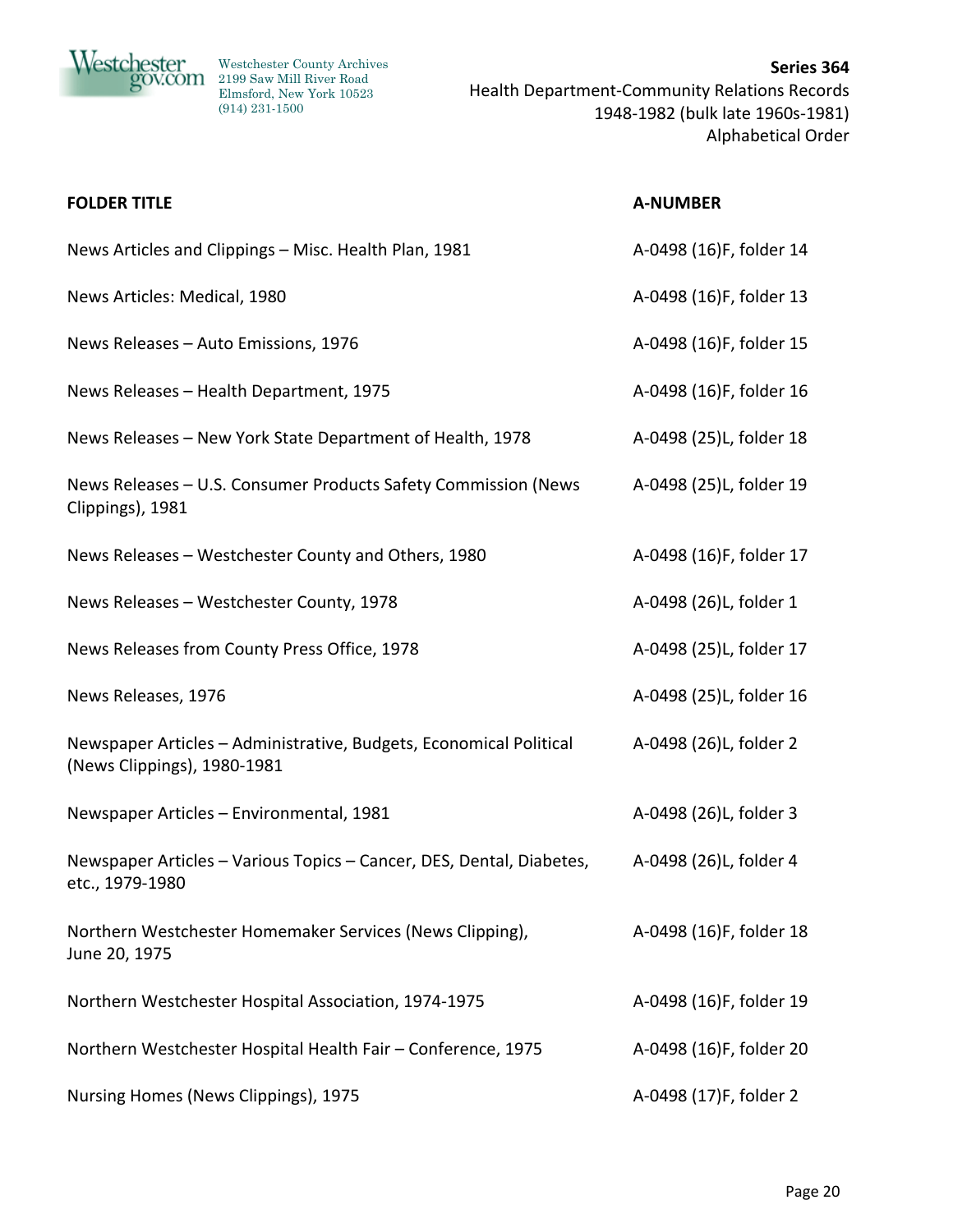| FOLDER TITLE | A-NUMBER |
|---|---|
| News Articles and Clippings – Misc. Health Plan, 1981 | A-0498 (16)F, folder 14 |
| News Articles: Medical, 1980 | A-0498 (16)F, folder 13 |
| News Releases – Auto Emissions, 1976 | A-0498 (16)F, folder 15 |
| News Releases – Health Department, 1975 | A-0498 (16)F, folder 16 |
| News Releases – New York State Department of Health, 1978 | A-0498 (25)L, folder 18 |
| News Releases – U.S. Consumer Products Safety Commission (News Clippings), 1981 | A-0498 (25)L, folder 19 |
| News Releases – Westchester County and Others, 1980 | A-0498 (16)F, folder 17 |
| News Releases – Westchester County, 1978 | A-0498 (26)L, folder 1 |
| News Releases from County Press Office, 1978 | A-0498 (25)L, folder 17 |
| News Releases, 1976 | A-0498 (25)L, folder 16 |
| Newspaper Articles – Administrative, Budgets, Economical Political (News Clippings), 1980-1981 | A-0498 (26)L, folder 2 |
| Newspaper Articles – Environmental, 1981 | A-0498 (26)L, folder 3 |
| Newspaper Articles – Various Topics – Cancer, DES, Dental, Diabetes, etc., 1979-1980 | A-0498 (26)L, folder 4 |
| Northern Westchester Homemaker Services (News Clipping), June 20, 1975 | A-0498 (16)F, folder 18 |
| Northern Westchester Hospital Association, 1974-1975 | A-0498 (16)F, folder 19 |
| Northern Westchester Hospital Health Fair – Conference, 1975 | A-0498 (16)F, folder 20 |
| Nursing Homes (News Clippings), 1975 | A-0498 (17)F, folder 2 |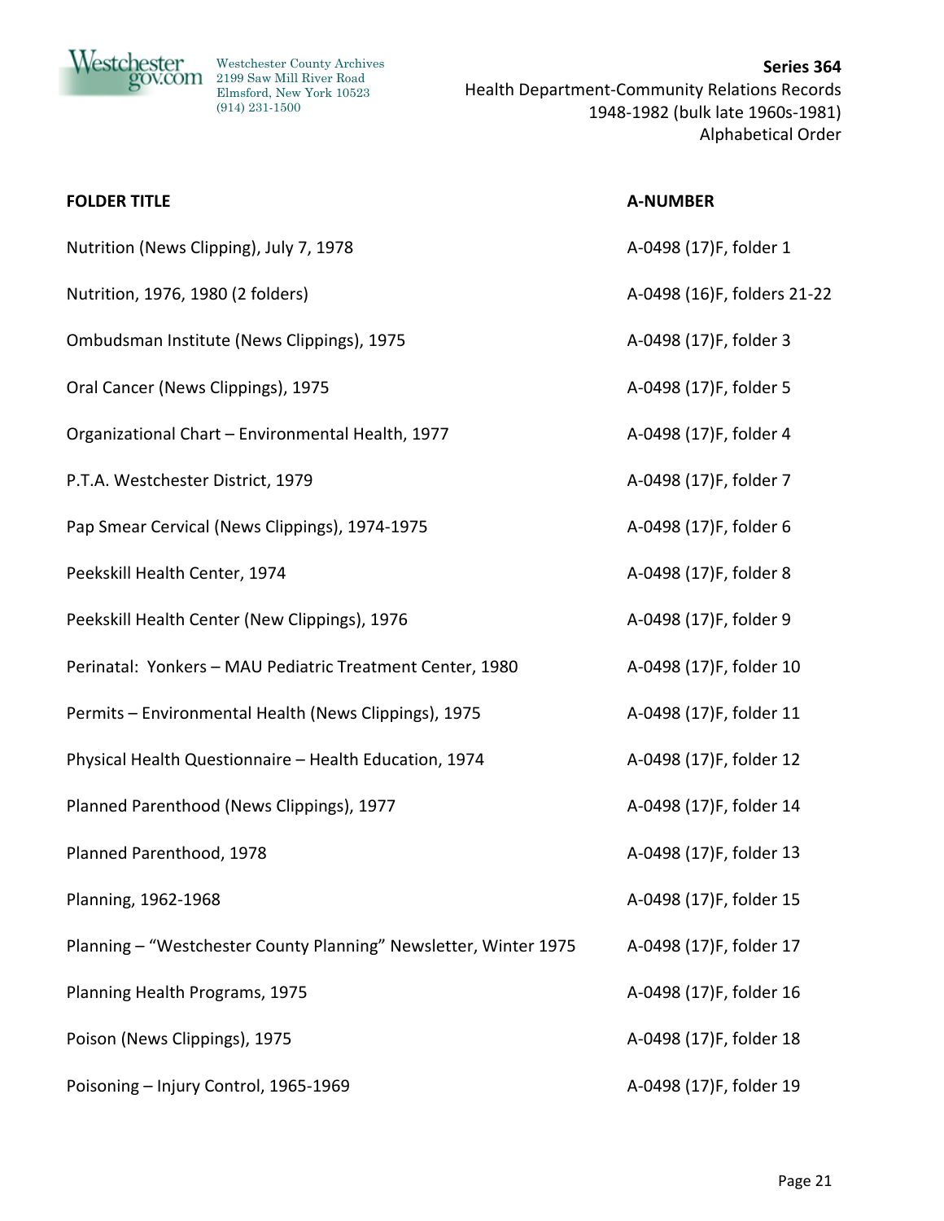| FOLDER TITLE | A-NUMBER |
|---|---|
| Nutrition (News Clipping), July 7, 1978 | A-0498 (17)F, folder 1 |
| Nutrition, 1976, 1980 (2 folders) | A-0498 (16)F, folders 21-22 |
| Ombudsman Institute (News Clippings), 1975 | A-0498 (17)F, folder 3 |
| Oral Cancer (News Clippings), 1975 | A-0498 (17)F, folder 5 |
| Organizational Chart – Environmental Health, 1977 | A-0498 (17)F, folder 4 |
| P.T.A. Westchester District, 1979 | A-0498 (17)F, folder 7 |
| Pap Smear Cervical (News Clippings), 1974-1975 | A-0498 (17)F, folder 6 |
| Peekskill Health Center, 1974 | A-0498 (17)F, folder 8 |
| Peekskill Health Center (New Clippings), 1976 | A-0498 (17)F, folder 9 |
| Perinatal: Yonkers – MAU Pediatric Treatment Center, 1980 | A-0498 (17)F, folder 10 |
| Permits – Environmental Health (News Clippings), 1975 | A-0498 (17)F, folder 11 |
| Physical Health Questionnaire – Health Education, 1974 | A-0498 (17)F, folder 12 |
| Planned Parenthood (News Clippings), 1977 | A-0498 (17)F, folder 14 |
| Planned Parenthood, 1978 | A-0498 (17)F, folder 13 |
| Planning, 1962-1968 | A-0498 (17)F, folder 15 |
| Planning – "Westchester County Planning" Newsletter, Winter 1975 | A-0498 (17)F, folder 17 |
| Planning Health Programs, 1975 | A-0498 (17)F, folder 16 |
| Poison (News Clippings), 1975 | A-0498 (17)F, folder 18 |
| Poisoning – Injury Control, 1965-1969 | A-0498 (17)F, folder 19 |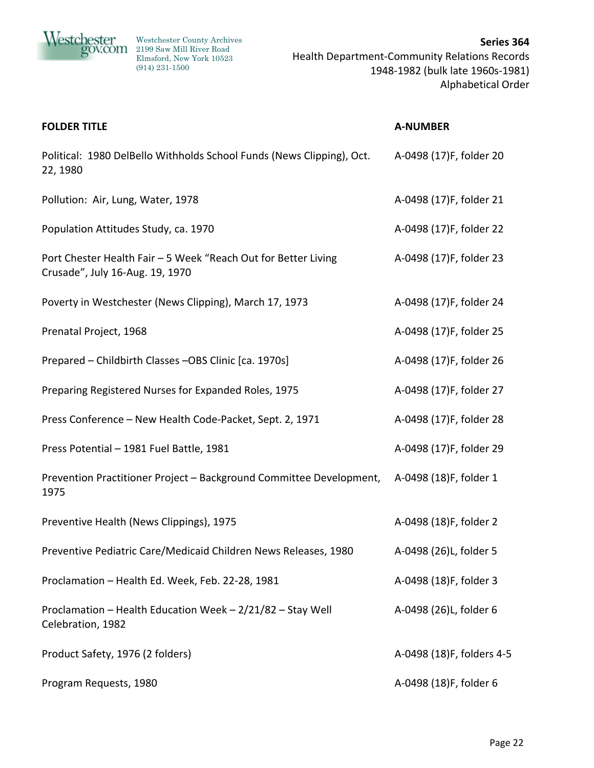Westchester County Archives
2199 Saw Mill River Road
Elmsford, New York 10523
(914) 231-1500

**Series 364**
Health Department-Community Relations Records
1948-1982 (bulk late 1960s-1981)
Alphabetical Order

| FOLDER TITLE | A-NUMBER |
|---|---|
| Political: 1980 DelBello Withholds School Funds (News Clipping), Oct. 22, 1980 | A-0498 (17)F, folder 20 |
| Pollution: Air, Lung, Water, 1978 | A-0498 (17)F, folder 21 |
| Population Attitudes Study, ca. 1970 | A-0498 (17)F, folder 22 |
| Port Chester Health Fair – 5 Week "Reach Out for Better Living Crusade", July 16-Aug. 19, 1970 | A-0498 (17)F, folder 23 |
| Poverty in Westchester (News Clipping), March 17, 1973 | A-0498 (17)F, folder 24 |
| Prenatal Project, 1968 | A-0498 (17)F, folder 25 |
| Prepared – Childbirth Classes –OBS Clinic [ca. 1970s] | A-0498 (17)F, folder 26 |
| Preparing Registered Nurses for Expanded Roles, 1975 | A-0498 (17)F, folder 27 |
| Press Conference – New Health Code-Packet, Sept. 2, 1971 | A-0498 (17)F, folder 28 |
| Press Potential – 1981 Fuel Battle, 1981 | A-0498 (17)F, folder 29 |
| Prevention Practitioner Project – Background Committee Development, 1975 | A-0498 (18)F, folder 1 |
| Preventive Health (News Clippings), 1975 | A-0498 (18)F, folder 2 |
| Preventive Pediatric Care/Medicaid Children News Releases, 1980 | A-0498 (26)L, folder 5 |
| Proclamation – Health Ed. Week, Feb. 22-28, 1981 | A-0498 (18)F, folder 3 |
| Proclamation – Health Education Week – 2/21/82 – Stay Well Celebration, 1982 | A-0498 (26)L, folder 6 |
| Product Safety, 1976 (2 folders) | A-0498 (18)F, folders 4-5 |
| Program Requests, 1980 | A-0498 (18)F, folder 6 |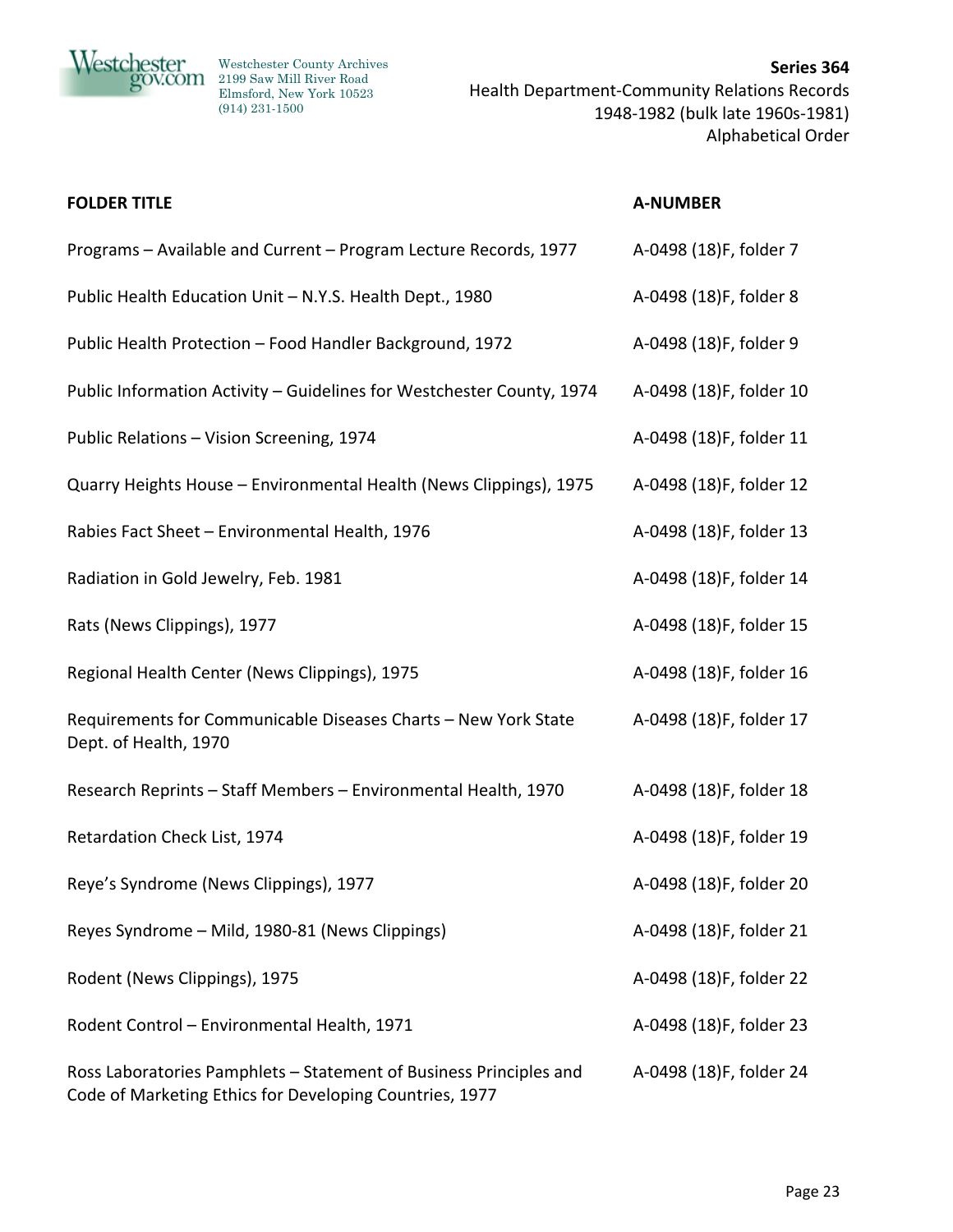| FOLDER TITLE | A-NUMBER |
|---|---|
| Programs – Available and Current – Program Lecture Records, 1977 | A-0498 (18)F, folder 7 |
| Public Health Education Unit – N.Y.S. Health Dept., 1980 | A-0498 (18)F, folder 8 |
| Public Health Protection – Food Handler Background, 1972 | A-0498 (18)F, folder 9 |
| Public Information Activity – Guidelines for Westchester County, 1974 | A-0498 (18)F, folder 10 |
| Public Relations – Vision Screening, 1974 | A-0498 (18)F, folder 11 |
| Quarry Heights House – Environmental Health (News Clippings), 1975 | A-0498 (18)F, folder 12 |
| Rabies Fact Sheet – Environmental Health, 1976 | A-0498 (18)F, folder 13 |
| Radiation in Gold Jewelry, Feb. 1981 | A-0498 (18)F, folder 14 |
| Rats (News Clippings), 1977 | A-0498 (18)F, folder 15 |
| Regional Health Center (News Clippings), 1975 | A-0498 (18)F, folder 16 |
| Requirements for Communicable Diseases Charts – New York State Dept. of Health, 1970 | A-0498 (18)F, folder 17 |
| Research Reprints – Staff Members – Environmental Health, 1970 | A-0498 (18)F, folder 18 |
| Retardation Check List, 1974 | A-0498 (18)F, folder 19 |
| Reye's Syndrome (News Clippings), 1977 | A-0498 (18)F, folder 20 |
| Reyes Syndrome – Mild, 1980-81 (News Clippings) | A-0498 (18)F, folder 21 |
| Rodent (News Clippings), 1975 | A-0498 (18)F, folder 22 |
| Rodent Control – Environmental Health, 1971 | A-0498 (18)F, folder 23 |
| Ross Laboratories Pamphlets – Statement of Business Principles and Code of Marketing Ethics for Developing Countries, 1977 | A-0498 (18)F, folder 24 |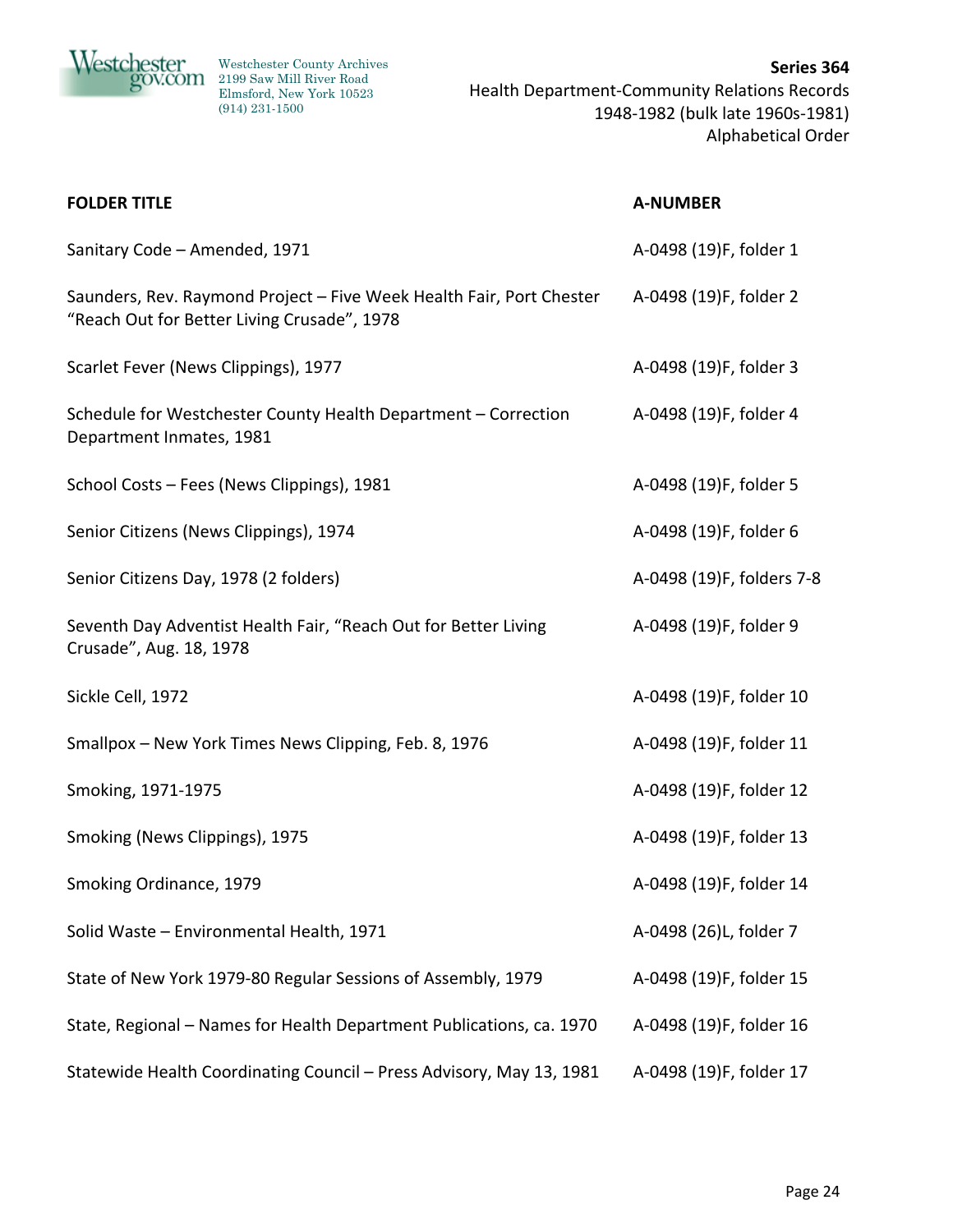| FOLDER TITLE | A-NUMBER |
|---|---|
| Sanitary Code – Amended, 1971 | A-0498 (19)F, folder 1 |
| Saunders, Rev. Raymond Project – Five Week Health Fair, Port Chester “Reach Out for Better Living Crusade”, 1978 | A-0498 (19)F, folder 2 |
| Scarlet Fever (News Clippings), 1977 | A-0498 (19)F, folder 3 |
| Schedule for Westchester County Health Department – Correction Department Inmates, 1981 | A-0498 (19)F, folder 4 |
| School Costs – Fees (News Clippings), 1981 | A-0498 (19)F, folder 5 |
| Senior Citizens (News Clippings), 1974 | A-0498 (19)F, folder 6 |
| Senior Citizens Day, 1978 (2 folders) | A-0498 (19)F, folders 7-8 |
| Seventh Day Adventist Health Fair, “Reach Out for Better Living Crusade”, Aug. 18, 1978 | A-0498 (19)F, folder 9 |
| Sickle Cell, 1972 | A-0498 (19)F, folder 10 |
| Smallpox – New York Times News Clipping, Feb. 8, 1976 | A-0498 (19)F, folder 11 |
| Smoking, 1971-1975 | A-0498 (19)F, folder 12 |
| Smoking (News Clippings), 1975 | A-0498 (19)F, folder 13 |
| Smoking Ordinance, 1979 | A-0498 (19)F, folder 14 |
| Solid Waste – Environmental Health, 1971 | A-0498 (26)L, folder 7 |
| State of New York 1979-80 Regular Sessions of Assembly, 1979 | A-0498 (19)F, folder 15 |
| State, Regional – Names for Health Department Publications, ca. 1970 | A-0498 (19)F, folder 16 |
| Statewide Health Coordinating Council – Press Advisory, May 13, 1981 | A-0498 (19)F, folder 17 |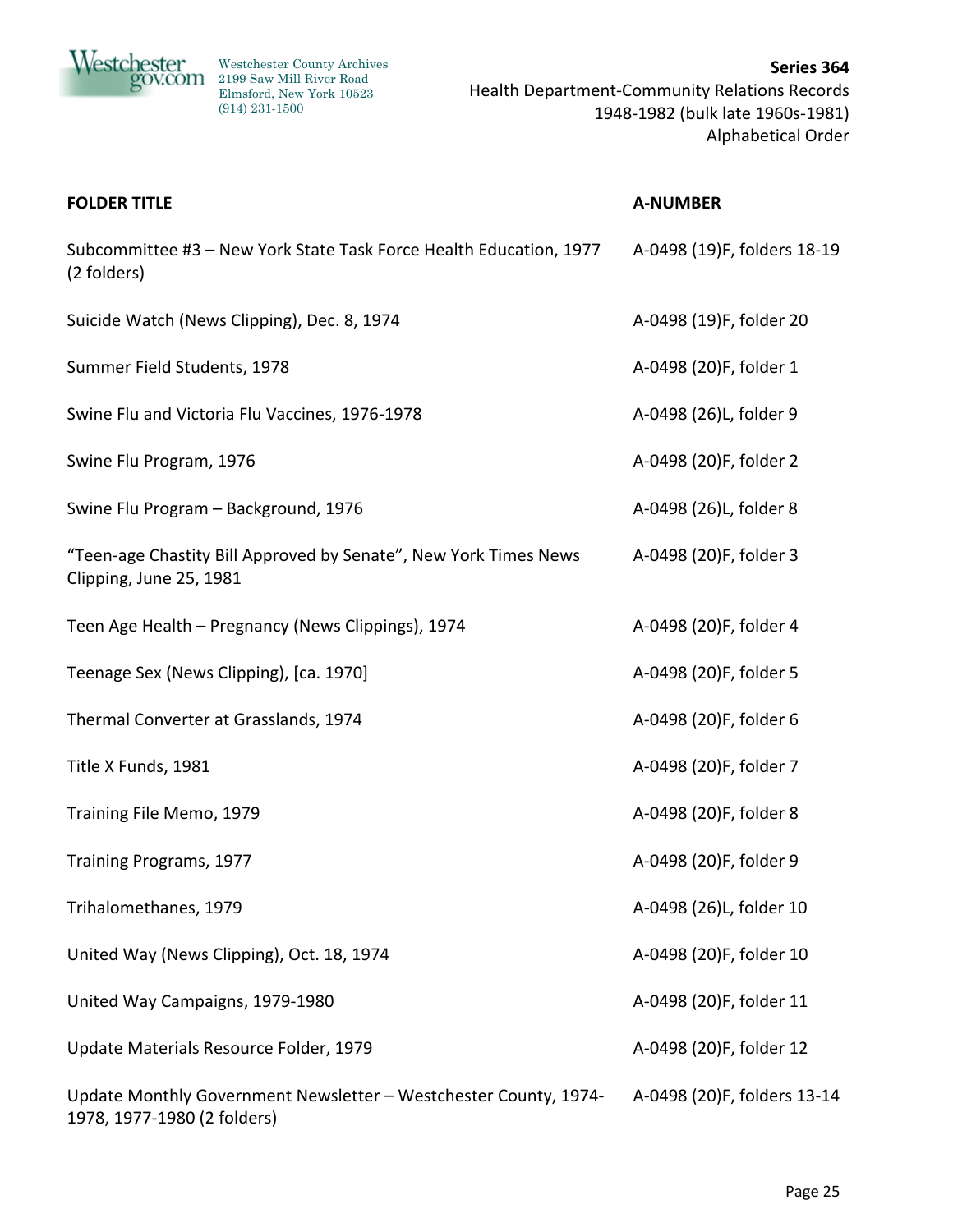| FOLDER TITLE | A-NUMBER |
| --- | --- |
| Subcommittee #3 – New York State Task Force Health Education, 1977 (2 folders) | A-0498 (19)F, folders 18-19 |
| Suicide Watch (News Clipping), Dec. 8, 1974 | A-0498 (19)F, folder 20 |
| Summer Field Students, 1978 | A-0498 (20)F, folder 1 |
| Swine Flu and Victoria Flu Vaccines, 1976-1978 | A-0498 (26)L, folder 9 |
| Swine Flu Program, 1976 | A-0498 (20)F, folder 2 |
| Swine Flu Program – Background, 1976 | A-0498 (26)L, folder 8 |
| "Teen-age Chastity Bill Approved by Senate", New York Times News Clipping, June 25, 1981 | A-0498 (20)F, folder 3 |
| Teen Age Health – Pregnancy (News Clippings), 1974 | A-0498 (20)F, folder 4 |
| Teenage Sex (News Clipping), [ca. 1970] | A-0498 (20)F, folder 5 |
| Thermal Converter at Grasslands, 1974 | A-0498 (20)F, folder 6 |
| Title X Funds, 1981 | A-0498 (20)F, folder 7 |
| Training File Memo, 1979 | A-0498 (20)F, folder 8 |
| Training Programs, 1977 | A-0498 (20)F, folder 9 |
| Trihalomethanes, 1979 | A-0498 (26)L, folder 10 |
| United Way (News Clipping), Oct. 18, 1974 | A-0498 (20)F, folder 10 |
| United Way Campaigns, 1979-1980 | A-0498 (20)F, folder 11 |
| Update Materials Resource Folder, 1979 | A-0498 (20)F, folder 12 |
| Update Monthly Government Newsletter – Westchester County, 1974-1978, 1977-1980 (2 folders) | A-0498 (20)F, folders 13-14 |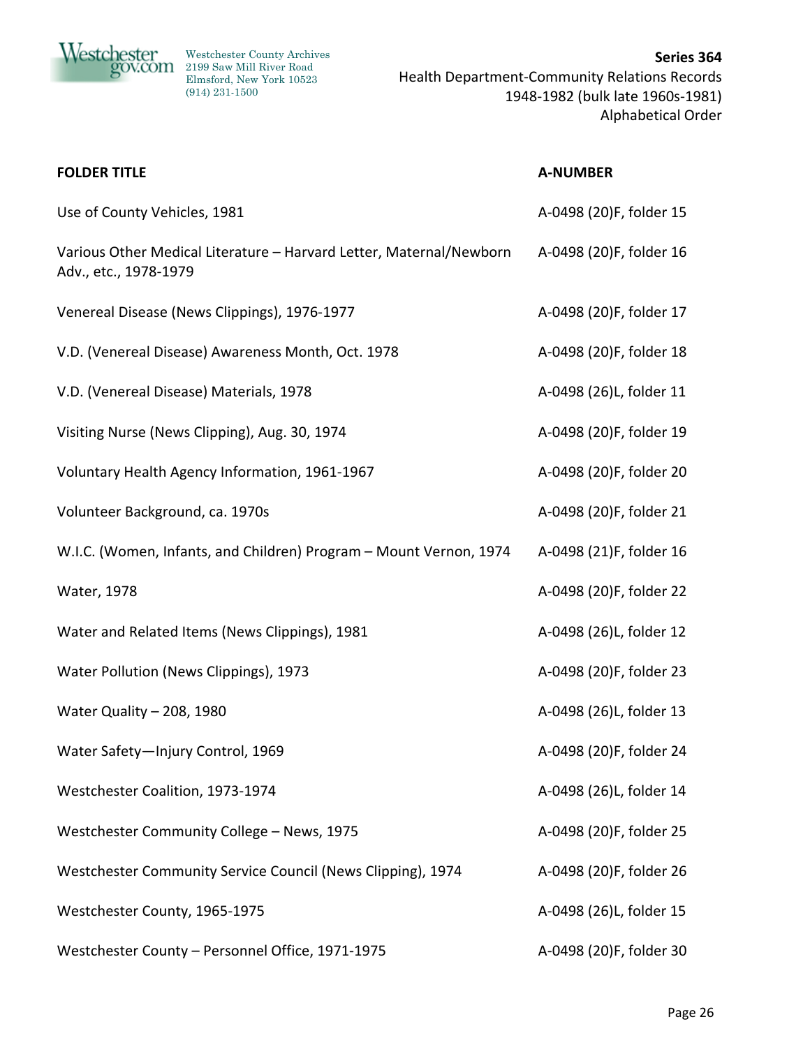| FOLDER TITLE | A-NUMBER |
|---|---|
| Use of County Vehicles, 1981 | A-0498 (20)F, folder 15 |
| Various Other Medical Literature – Harvard Letter, Maternal/Newborn Adv., etc., 1978-1979 | A-0498 (20)F, folder 16 |
| Venereal Disease (News Clippings), 1976-1977 | A-0498 (20)F, folder 17 |
| V.D. (Venereal Disease) Awareness Month, Oct. 1978 | A-0498 (20)F, folder 18 |
| V.D. (Venereal Disease) Materials, 1978 | A-0498 (26)L, folder 11 |
| Visiting Nurse (News Clipping), Aug. 30, 1974 | A-0498 (20)F, folder 19 |
| Voluntary Health Agency Information, 1961-1967 | A-0498 (20)F, folder 20 |
| Volunteer Background, ca. 1970s | A-0498 (20)F, folder 21 |
| W.I.C. (Women, Infants, and Children) Program – Mount Vernon, 1974 | A-0498 (21)F, folder 16 |
| Water, 1978 | A-0498 (20)F, folder 22 |
| Water and Related Items (News Clippings), 1981 | A-0498 (26)L, folder 12 |
| Water Pollution (News Clippings), 1973 | A-0498 (20)F, folder 23 |
| Water Quality – 208, 1980 | A-0498 (26)L, folder 13 |
| Water Safety—Injury Control, 1969 | A-0498 (20)F, folder 24 |
| Westchester Coalition, 1973-1974 | A-0498 (26)L, folder 14 |
| Westchester Community College – News, 1975 | A-0498 (20)F, folder 25 |
| Westchester Community Service Council (News Clipping), 1974 | A-0498 (20)F, folder 26 |
| Westchester County, 1965-1975 | A-0498 (26)L, folder 15 |
| Westchester County – Personnel Office, 1971-1975 | A-0498 (20)F, folder 30 |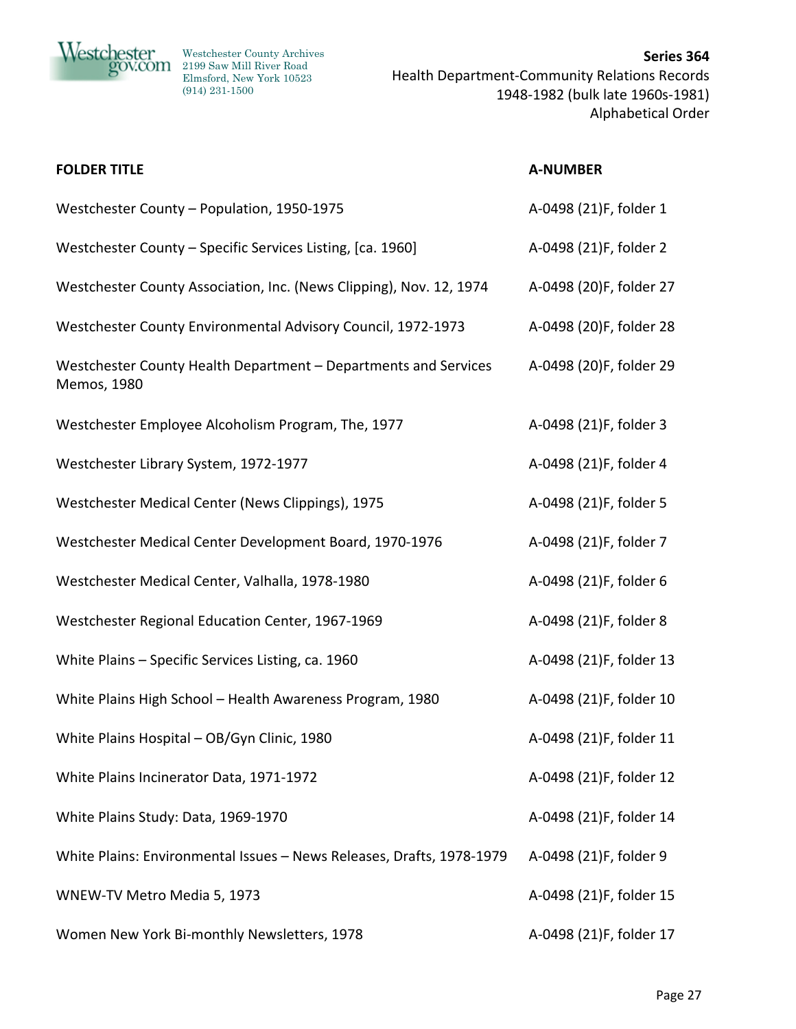| FOLDER TITLE | A-NUMBER |
|---|---|
| Westchester County – Population, 1950-1975 | A-0498 (21)F, folder 1 |
| Westchester County – Specific Services Listing, [ca. 1960] | A-0498 (21)F, folder 2 |
| Westchester County Association, Inc. (News Clipping), Nov. 12, 1974 | A-0498 (20)F, folder 27 |
| Westchester County Environmental Advisory Council, 1972-1973 | A-0498 (20)F, folder 28 |
| Westchester County Health Department – Departments and Services Memos, 1980 | A-0498 (20)F, folder 29 |
| Westchester Employee Alcoholism Program, The, 1977 | A-0498 (21)F, folder 3 |
| Westchester Library System, 1972-1977 | A-0498 (21)F, folder 4 |
| Westchester Medical Center (News Clippings), 1975 | A-0498 (21)F, folder 5 |
| Westchester Medical Center Development Board, 1970-1976 | A-0498 (21)F, folder 7 |
| Westchester Medical Center, Valhalla, 1978-1980 | A-0498 (21)F, folder 6 |
| Westchester Regional Education Center, 1967-1969 | A-0498 (21)F, folder 8 |
| White Plains – Specific Services Listing, ca. 1960 | A-0498 (21)F, folder 13 |
| White Plains High School – Health Awareness Program, 1980 | A-0498 (21)F, folder 10 |
| White Plains Hospital – OB/Gyn Clinic, 1980 | A-0498 (21)F, folder 11 |
| White Plains Incinerator Data, 1971-1972 | A-0498 (21)F, folder 12 |
| White Plains Study: Data, 1969-1970 | A-0498 (21)F, folder 14 |
| White Plains: Environmental Issues – News Releases, Drafts, 1978-1979 | A-0498 (21)F, folder 9 |
| WNEW-TV Metro Media 5, 1973 | A-0498 (21)F, folder 15 |
| Women New York Bi-monthly Newsletters, 1978 | A-0498 (21)F, folder 17 |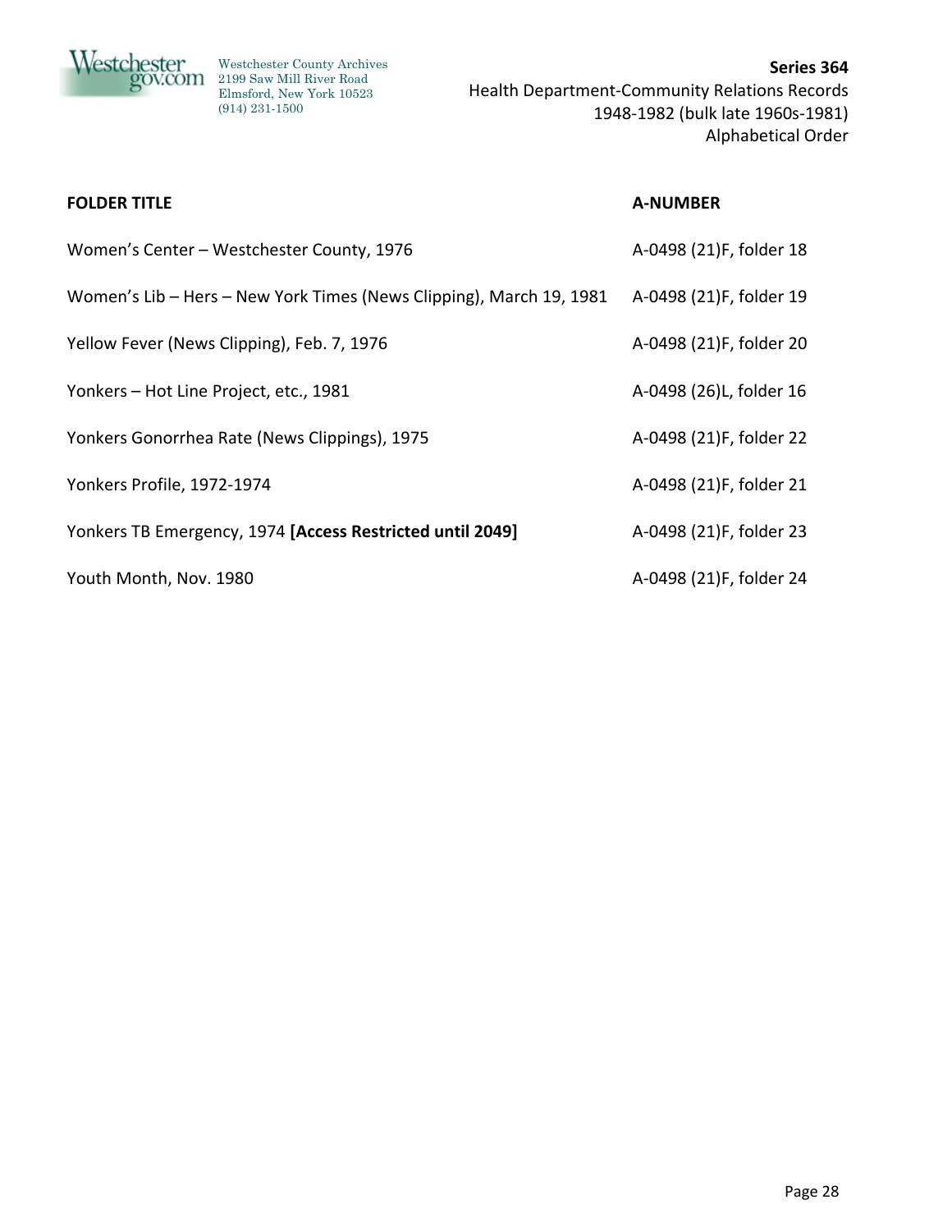| FOLDER TITLE | A-NUMBER |
|---|---|
| Women's Center – Westchester County, 1976 | A-0498 (21)F, folder 18 |
| Women's Lib – Hers – New York Times (News Clipping), March 19, 1981 | A-0498 (21)F, folder 19 |
| Yellow Fever (News Clipping), Feb. 7, 1976 | A-0498 (21)F, folder 20 |
| Yonkers – Hot Line Project, etc., 1981 | A-0498 (26)L, folder 16 |
| Yonkers Gonorrhea Rate (News Clippings), 1975 | A-0498 (21)F, folder 22 |
| Yonkers Profile, 1972-1974 | A-0498 (21)F, folder 21 |
| Yonkers TB Emergency, 1974 **[Access Restricted until 2049]** | A-0498 (21)F, folder 23 |
| Youth Month, Nov. 1980 | A-0498 (21)F, folder 24 |